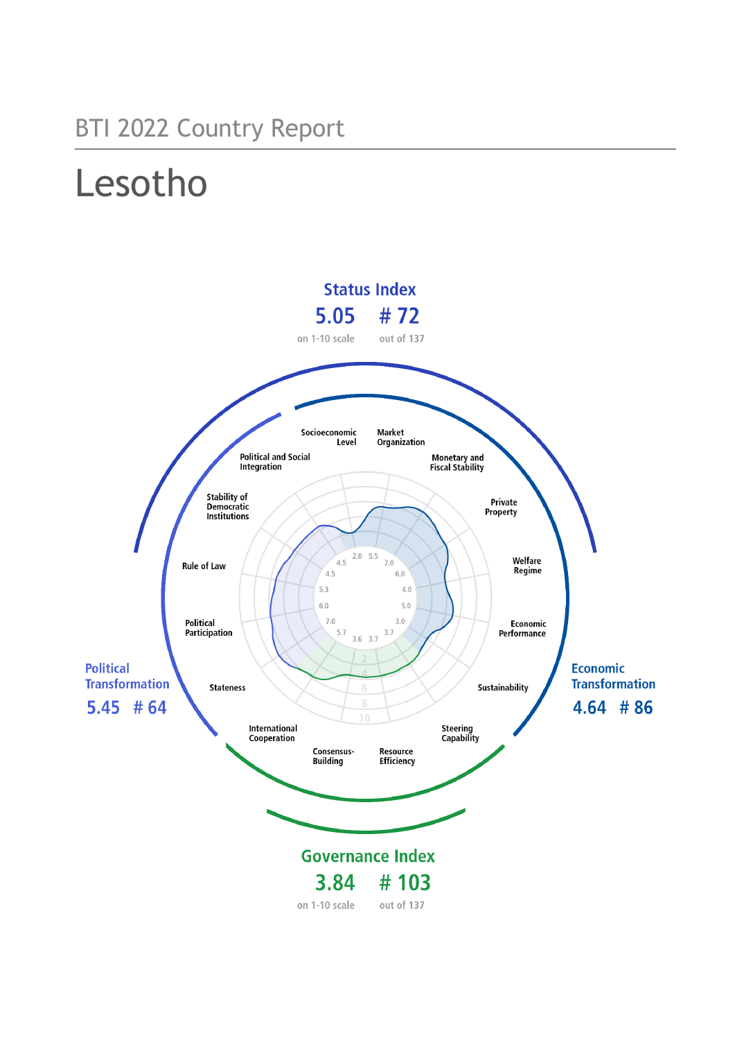BTI 2022 Country Report

# Lesotho

## Status Index

**5.05** on 1-10 scale

**# 72** out of 137

## Political Transformation

**5.45 # 64**

## Economic Transformation

**4.64 # 86**

## Governance Index

**3.84** on 1-10 scale

**# 103** out of 137

| Criterion | Score |
| --- | --- |
| Stateness | 7.0 |
| Political Participation | 6.0 |
| Rule of Law | 5.3 |
| Stability of Democratic Institutions | 4.5 |
| Political and Social Integration | 4.5 |
| Socioeconomic Level | 2.0 |
| Market Organization | 5.5 |
| Monetary and Fiscal Stability | 7.0 |
| Private Property | 6.0 |
| Welfare Regime | 4.0 |
| Economic Performance | 5.0 |
| Sustainability | 3.0 |
| Steering Capability | 3.7 |
| Resource Efficiency | 3.7 |
| Consensus-Building | 3.6 |
| International Cooperation | 5.7 |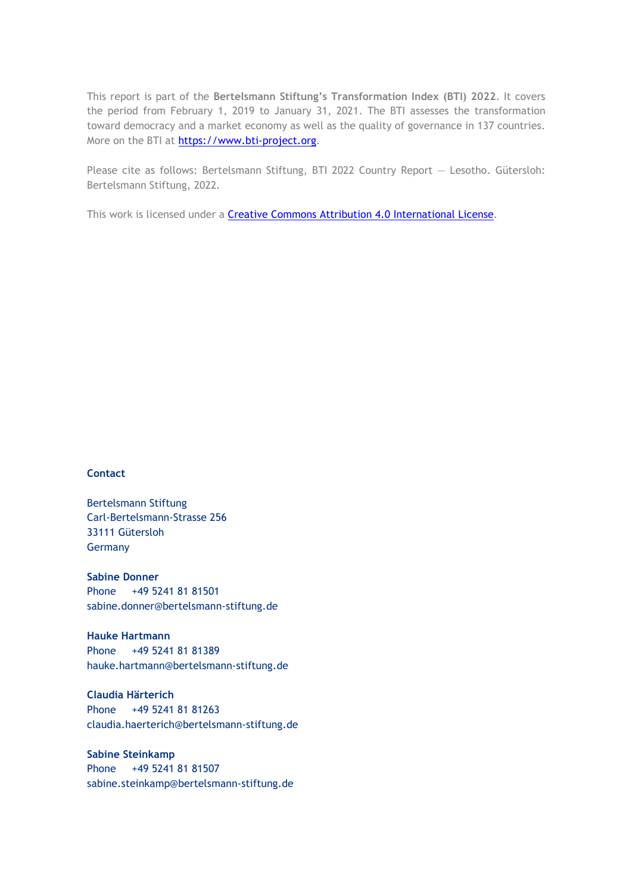This report is part of the **Bertelsmann Stiftung's Transformation Index (BTI) 2022**. It covers the period from February 1, 2019 to January 31, 2021. The BTI assesses the transformation toward democracy and a market economy as well as the quality of governance in 137 countries. More on the BTI at [https://www.bti-project.org](https://www.bti-project.org).

Please cite as follows: Bertelsmann Stiftung, BTI 2022 Country Report — Lesotho. Gütersloh: Bertelsmann Stiftung, 2022.

This work is licensed under a [Creative Commons Attribution 4.0 International License](https://creativecommons.org/licenses/by/4.0/).

**Contact**

Bertelsmann Stiftung
Carl-Bertelsmann-Strasse 256
33111 Gütersloh
Germany

**Sabine Donner**
Phone +49 5241 81 81501
sabine.donner@bertelsmann-stiftung.de

**Hauke Hartmann**
Phone +49 5241 81 81389
hauke.hartmann@bertelsmann-stiftung.de

**Claudia Härterich**
Phone +49 5241 81 81263
claudia.haerterich@bertelsmann-stiftung.de

**Sabine Steinkamp**
Phone +49 5241 81 81507
sabine.steinkamp@bertelsmann-stiftung.de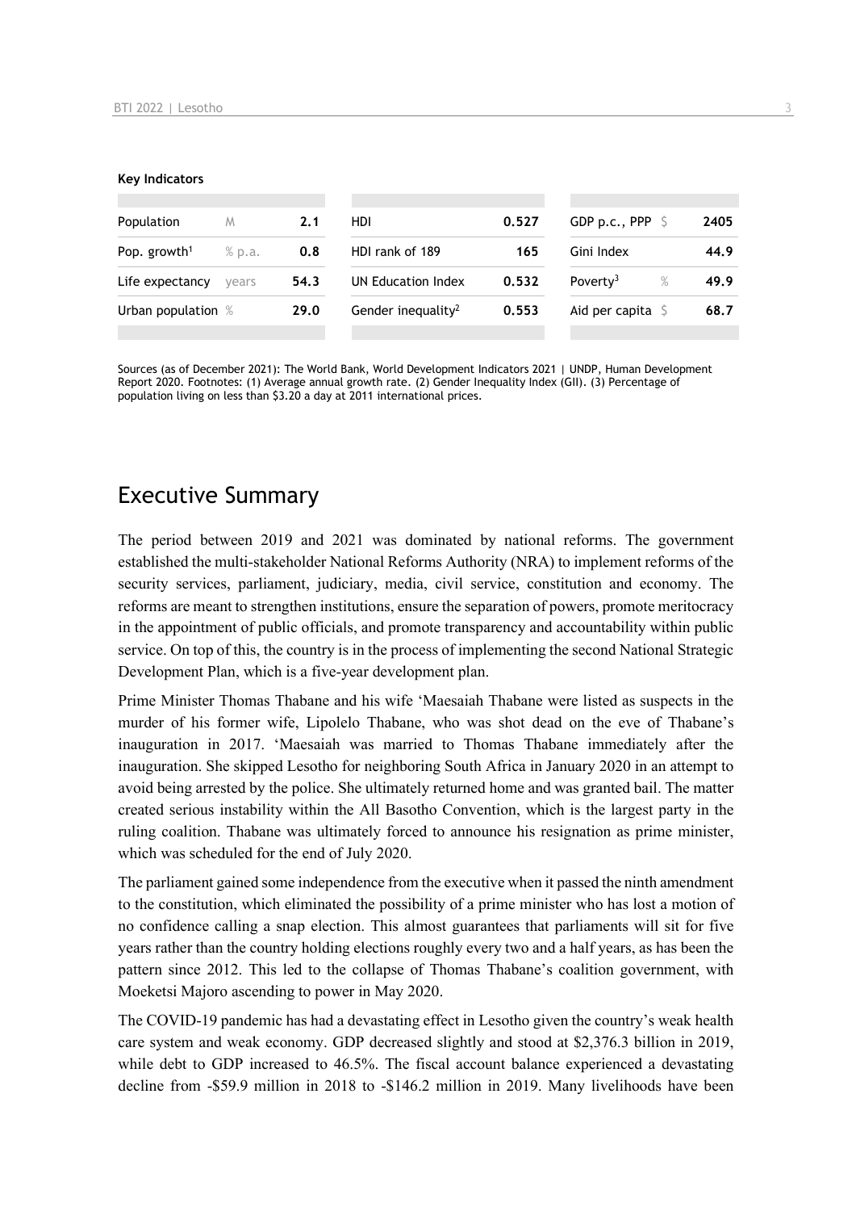**Key Indicators**

| | | | | | | | |
|---|---|---|---|---|---|---|---|
| Population | M | 2.1 | HDI | 0.527 | GDP p.c., PPP | $ | 2405 |
| Pop. growth[1] | % p.a. | 0.8 | HDI rank of 189 | 165 | Gini Index | | 44.9 |
| Life expectancy | years | 54.3 | UN Education Index | 0.532 | Poverty[3] | % | 49.9 |
| Urban population | % | 29.0 | Gender inequality[2] | 0.553 | Aid per capita | $ | 68.7 |

Sources (as of December 2021): The World Bank, World Development Indicators 2021 | UNDP, Human Development Report 2020. Footnotes: (1) Average annual growth rate. (2) Gender Inequality Index (GII). (3) Percentage of population living on less than $3.20 a day at 2011 international prices.

# Executive Summary

The period between 2019 and 2021 was dominated by national reforms. The government established the multi-stakeholder National Reforms Authority (NRA) to implement reforms of the security services, parliament, judiciary, media, civil service, constitution and economy. The reforms are meant to strengthen institutions, ensure the separation of powers, promote meritocracy in the appointment of public officials, and promote transparency and accountability within public service. On top of this, the country is in the process of implementing the second National Strategic Development Plan, which is a five-year development plan.

Prime Minister Thomas Thabane and his wife 'Maesaiah Thabane were listed as suspects in the murder of his former wife, Lipolelo Thabane, who was shot dead on the eve of Thabane's inauguration in 2017. 'Maesaiah was married to Thomas Thabane immediately after the inauguration. She skipped Lesotho for neighboring South Africa in January 2020 in an attempt to avoid being arrested by the police. She ultimately returned home and was granted bail. The matter created serious instability within the All Basotho Convention, which is the largest party in the ruling coalition. Thabane was ultimately forced to announce his resignation as prime minister, which was scheduled for the end of July 2020.

The parliament gained some independence from the executive when it passed the ninth amendment to the constitution, which eliminated the possibility of a prime minister who has lost a motion of no confidence calling a snap election. This almost guarantees that parliaments will sit for five years rather than the country holding elections roughly every two and a half years, as has been the pattern since 2012. This led to the collapse of Thomas Thabane's coalition government, with Moeketsi Majoro ascending to power in May 2020.

The COVID-19 pandemic has had a devastating effect in Lesotho given the country's weak health care system and weak economy. GDP decreased slightly and stood at $2,376.3 billion in 2019, while debt to GDP increased to 46.5%. The fiscal account balance experienced a devastating decline from -$59.9 million in 2018 to -$146.2 million in 2019. Many livelihoods have been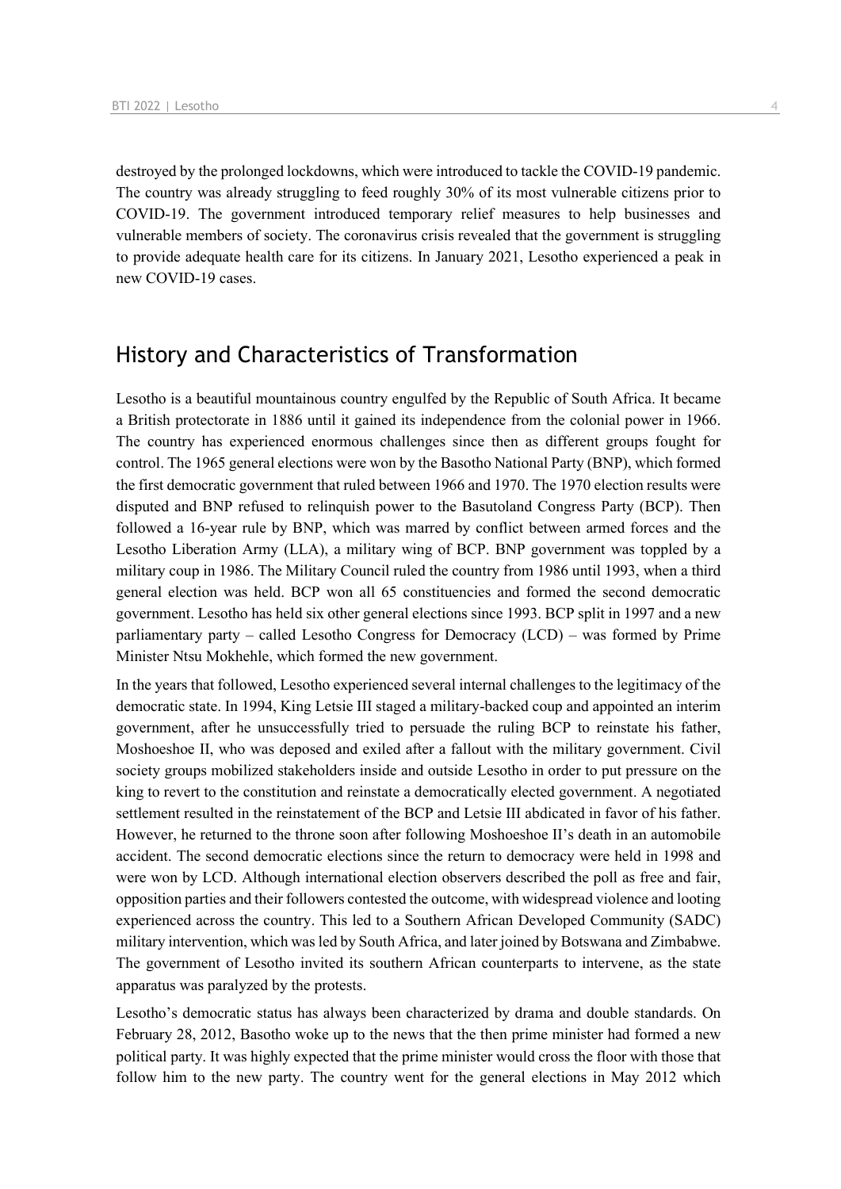destroyed by the prolonged lockdowns, which were introduced to tackle the COVID-19 pandemic. The country was already struggling to feed roughly 30% of its most vulnerable citizens prior to COVID-19. The government introduced temporary relief measures to help businesses and vulnerable members of society. The coronavirus crisis revealed that the government is struggling to provide adequate health care for its citizens. In January 2021, Lesotho experienced a peak in new COVID-19 cases.

## History and Characteristics of Transformation

Lesotho is a beautiful mountainous country engulfed by the Republic of South Africa. It became a British protectorate in 1886 until it gained its independence from the colonial power in 1966. The country has experienced enormous challenges since then as different groups fought for control. The 1965 general elections were won by the Basotho National Party (BNP), which formed the first democratic government that ruled between 1966 and 1970. The 1970 election results were disputed and BNP refused to relinquish power to the Basutoland Congress Party (BCP). Then followed a 16-year rule by BNP, which was marred by conflict between armed forces and the Lesotho Liberation Army (LLA), a military wing of BCP. BNP government was toppled by a military coup in 1986. The Military Council ruled the country from 1986 until 1993, when a third general election was held. BCP won all 65 constituencies and formed the second democratic government. Lesotho has held six other general elections since 1993. BCP split in 1997 and a new parliamentary party – called Lesotho Congress for Democracy (LCD) – was formed by Prime Minister Ntsu Mokhehle, which formed the new government.

In the years that followed, Lesotho experienced several internal challenges to the legitimacy of the democratic state. In 1994, King Letsie III staged a military-backed coup and appointed an interim government, after he unsuccessfully tried to persuade the ruling BCP to reinstate his father, Moshoeshoe II, who was deposed and exiled after a fallout with the military government. Civil society groups mobilized stakeholders inside and outside Lesotho in order to put pressure on the king to revert to the constitution and reinstate a democratically elected government. A negotiated settlement resulted in the reinstatement of the BCP and Letsie III abdicated in favor of his father. However, he returned to the throne soon after following Moshoeshoe II's death in an automobile accident. The second democratic elections since the return to democracy were held in 1998 and were won by LCD. Although international election observers described the poll as free and fair, opposition parties and their followers contested the outcome, with widespread violence and looting experienced across the country. This led to a Southern African Developed Community (SADC) military intervention, which was led by South Africa, and later joined by Botswana and Zimbabwe. The government of Lesotho invited its southern African counterparts to intervene, as the state apparatus was paralyzed by the protests.

Lesotho's democratic status has always been characterized by drama and double standards. On February 28, 2012, Basotho woke up to the news that the then prime minister had formed a new political party. It was highly expected that the prime minister would cross the floor with those that follow him to the new party. The country went for the general elections in May 2012 which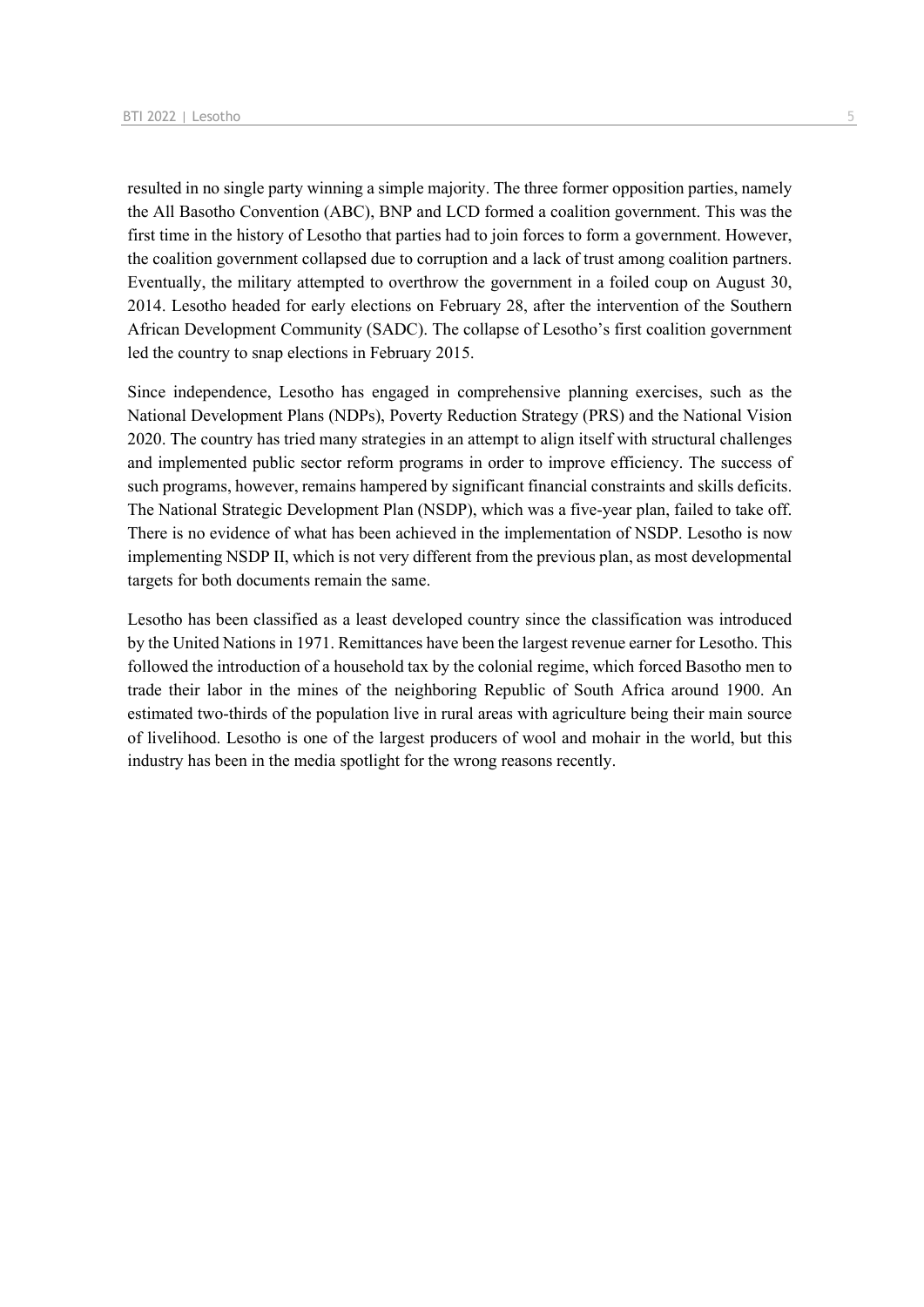resulted in no single party winning a simple majority. The three former opposition parties, namely the All Basotho Convention (ABC), BNP and LCD formed a coalition government. This was the first time in the history of Lesotho that parties had to join forces to form a government. However, the coalition government collapsed due to corruption and a lack of trust among coalition partners. Eventually, the military attempted to overthrow the government in a foiled coup on August 30, 2014. Lesotho headed for early elections on February 28, after the intervention of the Southern African Development Community (SADC). The collapse of Lesotho's first coalition government led the country to snap elections in February 2015.

Since independence, Lesotho has engaged in comprehensive planning exercises, such as the National Development Plans (NDPs), Poverty Reduction Strategy (PRS) and the National Vision 2020. The country has tried many strategies in an attempt to align itself with structural challenges and implemented public sector reform programs in order to improve efficiency. The success of such programs, however, remains hampered by significant financial constraints and skills deficits. The National Strategic Development Plan (NSDP), which was a five-year plan, failed to take off. There is no evidence of what has been achieved in the implementation of NSDP. Lesotho is now implementing NSDP II, which is not very different from the previous plan, as most developmental targets for both documents remain the same.

Lesotho has been classified as a least developed country since the classification was introduced by the United Nations in 1971. Remittances have been the largest revenue earner for Lesotho. This followed the introduction of a household tax by the colonial regime, which forced Basotho men to trade their labor in the mines of the neighboring Republic of South Africa around 1900. An estimated two-thirds of the population live in rural areas with agriculture being their main source of livelihood. Lesotho is one of the largest producers of wool and mohair in the world, but this industry has been in the media spotlight for the wrong reasons recently.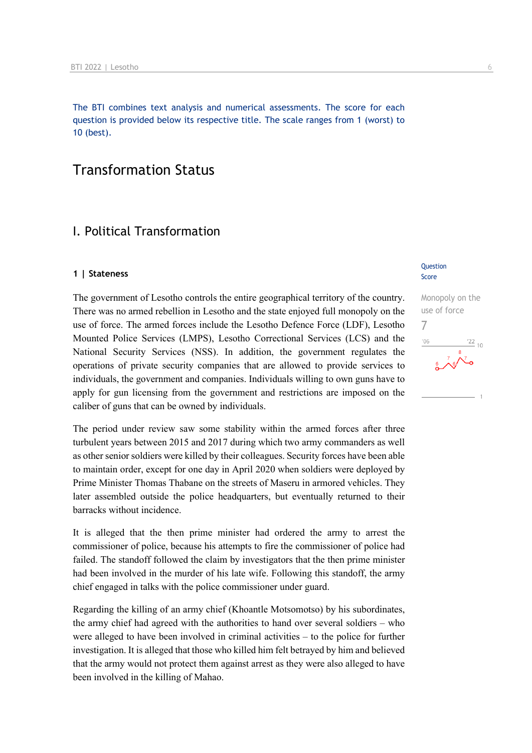The BTI combines text analysis and numerical assessments. The score for each question is provided below its respective title. The scale ranges from 1 (worst) to 10 (best).

# Transformation Status

## I. Political Transformation

### 1 | Stateness

Question Score

Monopoly on the use of force

7

The government of Lesotho controls the entire geographical territory of the country. There was no armed rebellion in Lesotho and the state enjoyed full monopoly on the use of force. The armed forces include the Lesotho Defence Force (LDF), Lesotho Mounted Police Services (LMPS), Lesotho Correctional Services (LCS) and the National Security Services (NSS). In addition, the government regulates the operations of private security companies that are allowed to provide services to individuals, the government and companies. Individuals willing to own guns have to apply for gun licensing from the government and restrictions are imposed on the caliber of guns that can be owned by individuals.

The period under review saw some stability within the armed forces after three turbulent years between 2015 and 2017 during which two army commanders as well as other senior soldiers were killed by their colleagues. Security forces have been able to maintain order, except for one day in April 2020 when soldiers were deployed by Prime Minister Thomas Thabane on the streets of Maseru in armored vehicles. They later assembled outside the police headquarters, but eventually returned to their barracks without incidence.

It is alleged that the then prime minister had ordered the army to arrest the commissioner of police, because his attempts to fire the commissioner of police had failed. The standoff followed the claim by investigators that the then prime minister had been involved in the murder of his late wife. Following this standoff, the army chief engaged in talks with the police commissioner under guard.

Regarding the killing of an army chief (Khoantle Motsomotso) by his subordinates, the army chief had agreed with the authorities to hand over several soldiers – who were alleged to have been involved in criminal activities – to the police for further investigation. It is alleged that those who killed him felt betrayed by him and believed that the army would not protect them against arrest as they were also alleged to have been involved in the killing of Mahao.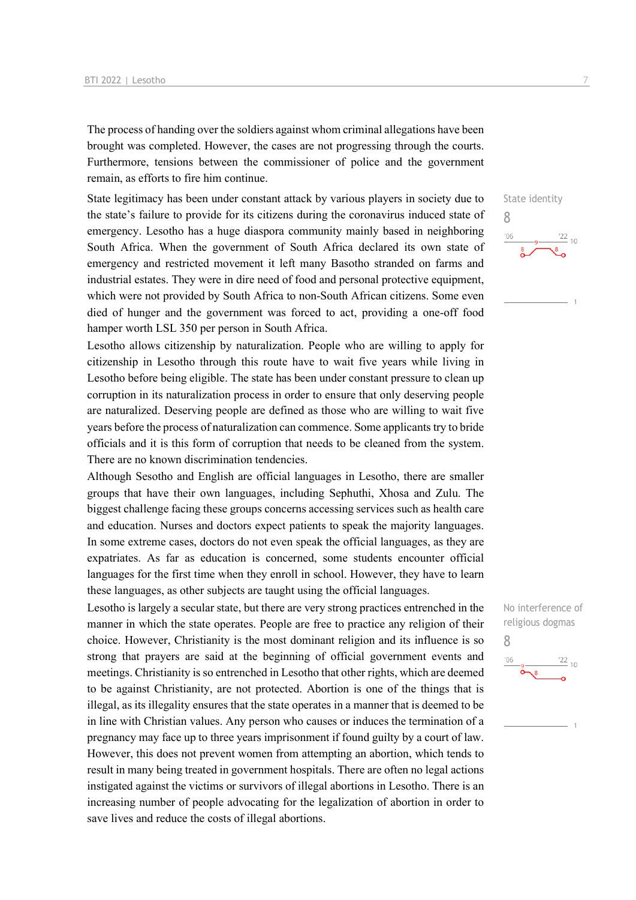The process of handing over the soldiers against whom criminal allegations have been brought was completed. However, the cases are not progressing through the courts. Furthermore, tensions between the commissioner of police and the government remain, as efforts to fire him continue.

State identity
8

State legitimacy has been under constant attack by various players in society due to the state's failure to provide for its citizens during the coronavirus induced state of emergency. Lesotho has a huge diaspora community mainly based in neighboring South Africa. When the government of South Africa declared its own state of emergency and restricted movement it left many Basotho stranded on farms and industrial estates. They were in dire need of food and personal protective equipment, which were not provided by South Africa to non-South African citizens. Some even died of hunger and the government was forced to act, providing a one-off food hamper worth LSL 350 per person in South Africa.

Lesotho allows citizenship by naturalization. People who are willing to apply for citizenship in Lesotho through this route have to wait five years while living in Lesotho before being eligible. The state has been under constant pressure to clean up corruption in its naturalization process in order to ensure that only deserving people are naturalized. Deserving people are defined as those who are willing to wait five years before the process of naturalization can commence. Some applicants try to bride officials and it is this form of corruption that needs to be cleaned from the system. There are no known discrimination tendencies.

Although Sesotho and English are official languages in Lesotho, there are smaller groups that have their own languages, including Sephuthi, Xhosa and Zulu. The biggest challenge facing these groups concerns accessing services such as health care and education. Nurses and doctors expect patients to speak the majority languages. In some extreme cases, doctors do not even speak the official languages, as they are expatriates. As far as education is concerned, some students encounter official languages for the first time when they enroll in school. However, they have to learn these languages, as other subjects are taught using the official languages.

No interference of religious dogmas
8

Lesotho is largely a secular state, but there are very strong practices entrenched in the manner in which the state operates. People are free to practice any religion of their choice. However, Christianity is the most dominant religion and its influence is so strong that prayers are said at the beginning of official government events and meetings. Christianity is so entrenched in Lesotho that other rights, which are deemed to be against Christianity, are not protected. Abortion is one of the things that is illegal, as its illegality ensures that the state operates in a manner that is deemed to be in line with Christian values. Any person who causes or induces the termination of a pregnancy may face up to three years imprisonment if found guilty by a court of law. However, this does not prevent women from attempting an abortion, which tends to result in many being treated in government hospitals. There are often no legal actions instigated against the victims or survivors of illegal abortions in Lesotho. There is an increasing number of people advocating for the legalization of abortion in order to save lives and reduce the costs of illegal abortions.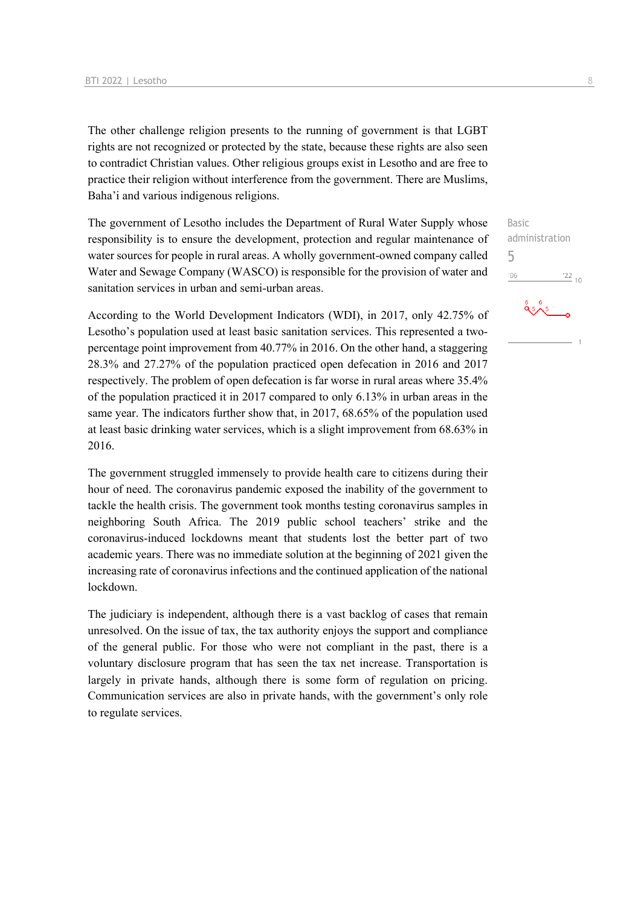The other challenge religion presents to the running of government is that LGBT rights are not recognized or protected by the state, because these rights are also seen to contradict Christian values. Other religious groups exist in Lesotho and are free to practice their religion without interference from the government. There are Muslims, Baha'i and various indigenous religions.

Basic administration
5

The government of Lesotho includes the Department of Rural Water Supply whose responsibility is to ensure the development, protection and regular maintenance of water sources for people in rural areas. A wholly government-owned company called Water and Sewage Company (WASCO) is responsible for the provision of water and sanitation services in urban and semi-urban areas.

According to the World Development Indicators (WDI), in 2017, only 42.75% of Lesotho's population used at least basic sanitation services. This represented a two-percentage point improvement from 40.77% in 2016. On the other hand, a staggering 28.3% and 27.27% of the population practiced open defecation in 2016 and 2017 respectively. The problem of open defecation is far worse in rural areas where 35.4% of the population practiced it in 2017 compared to only 6.13% in urban areas in the same year. The indicators further show that, in 2017, 68.65% of the population used at least basic drinking water services, which is a slight improvement from 68.63% in 2016.

The government struggled immensely to provide health care to citizens during their hour of need. The coronavirus pandemic exposed the inability of the government to tackle the health crisis. The government took months testing coronavirus samples in neighboring South Africa. The 2019 public school teachers' strike and the coronavirus-induced lockdowns meant that students lost the better part of two academic years. There was no immediate solution at the beginning of 2021 given the increasing rate of coronavirus infections and the continued application of the national lockdown.

The judiciary is independent, although there is a vast backlog of cases that remain unresolved. On the issue of tax, the tax authority enjoys the support and compliance of the general public. For those who were not compliant in the past, there is a voluntary disclosure program that has seen the tax net increase. Transportation is largely in private hands, although there is some form of regulation on pricing. Communication services are also in private hands, with the government's only role to regulate services.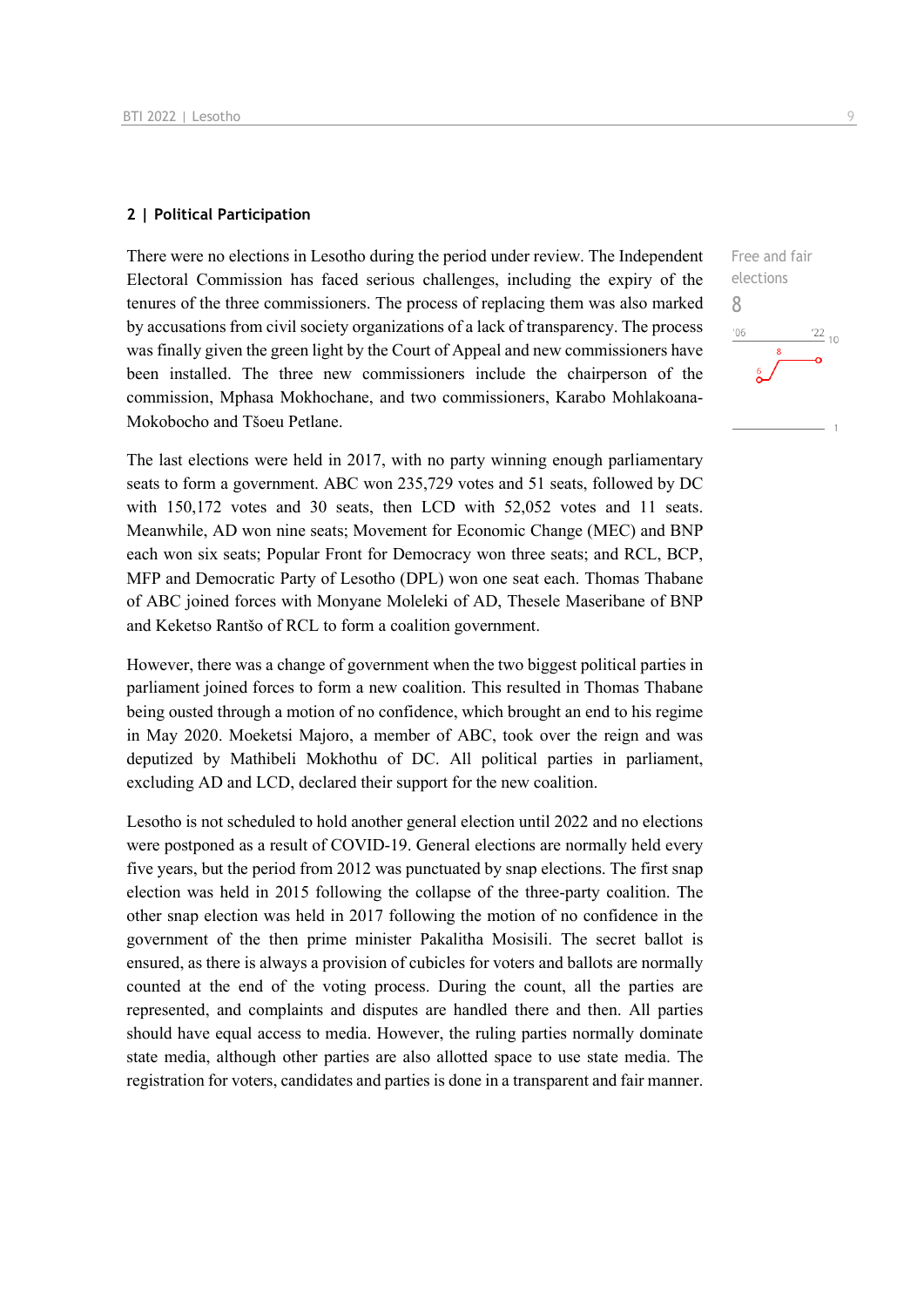## 2 | Political Participation

There were no elections in Lesotho during the period under review. The Independent Electoral Commission has faced serious challenges, including the expiry of the tenures of the three commissioners. The process of replacing them was also marked by accusations from civil society organizations of a lack of transparency. The process was finally given the green light by the Court of Appeal and new commissioners have been installed. The three new commissioners include the chairperson of the commission, Mphasa Mokhochane, and two commissioners, Karabo Mohlakoana-Mokobocho and Tšoeu Petlane.

Free and fair elections
8

The last elections were held in 2017, with no party winning enough parliamentary seats to form a government. ABC won 235,729 votes and 51 seats, followed by DC with 150,172 votes and 30 seats, then LCD with 52,052 votes and 11 seats. Meanwhile, AD won nine seats; Movement for Economic Change (MEC) and BNP each won six seats; Popular Front for Democracy won three seats; and RCL, BCP, MFP and Democratic Party of Lesotho (DPL) won one seat each. Thomas Thabane of ABC joined forces with Monyane Moleleki of AD, Thesele Maseribane of BNP and Keketso Rantšo of RCL to form a coalition government.

However, there was a change of government when the two biggest political parties in parliament joined forces to form a new coalition. This resulted in Thomas Thabane being ousted through a motion of no confidence, which brought an end to his regime in May 2020. Moeketsi Majoro, a member of ABC, took over the reign and was deputized by Mathibeli Mokhothu of DC. All political parties in parliament, excluding AD and LCD, declared their support for the new coalition.

Lesotho is not scheduled to hold another general election until 2022 and no elections were postponed as a result of COVID-19. General elections are normally held every five years, but the period from 2012 was punctuated by snap elections. The first snap election was held in 2015 following the collapse of the three-party coalition. The other snap election was held in 2017 following the motion of no confidence in the government of the then prime minister Pakalitha Mosisili. The secret ballot is ensured, as there is always a provision of cubicles for voters and ballots are normally counted at the end of the voting process. During the count, all the parties are represented, and complaints and disputes are handled there and then. All parties should have equal access to media. However, the ruling parties normally dominate state media, although other parties are also allotted space to use state media. The registration for voters, candidates and parties is done in a transparent and fair manner.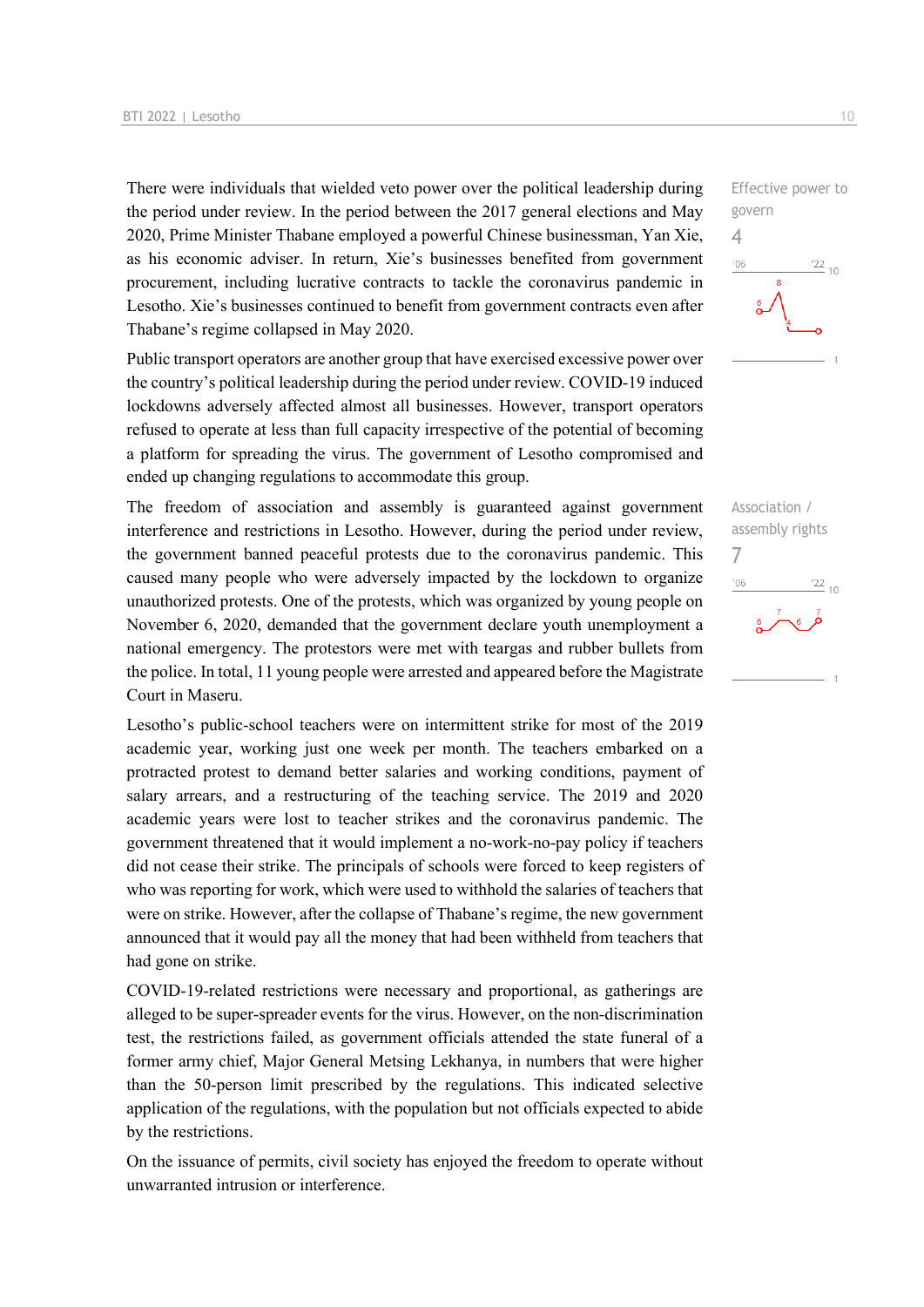There were individuals that wielded veto power over the political leadership during the period under review. In the period between the 2017 general elections and May 2020, Prime Minister Thabane employed a powerful Chinese businessman, Yan Xie, as his economic adviser. In return, Xie's businesses benefited from government procurement, including lucrative contracts to tackle the coronavirus pandemic in Lesotho. Xie's businesses continued to benefit from government contracts even after Thabane's regime collapsed in May 2020.

Effective power to govern
4

Public transport operators are another group that have exercised excessive power over the country's political leadership during the period under review. COVID-19 induced lockdowns adversely affected almost all businesses. However, transport operators refused to operate at less than full capacity irrespective of the potential of becoming a platform for spreading the virus. The government of Lesotho compromised and ended up changing regulations to accommodate this group.

The freedom of association and assembly is guaranteed against government interference and restrictions in Lesotho. However, during the period under review, the government banned peaceful protests due to the coronavirus pandemic. This caused many people who were adversely impacted by the lockdown to organize unauthorized protests. One of the protests, which was organized by young people on November 6, 2020, demanded that the government declare youth unemployment a national emergency. The protestors were met with teargas and rubber bullets from the police. In total, 11 young people were arrested and appeared before the Magistrate Court in Maseru.

Association / assembly rights
7

Lesotho's public-school teachers were on intermittent strike for most of the 2019 academic year, working just one week per month. The teachers embarked on a protracted protest to demand better salaries and working conditions, payment of salary arrears, and a restructuring of the teaching service. The 2019 and 2020 academic years were lost to teacher strikes and the coronavirus pandemic. The government threatened that it would implement a no-work-no-pay policy if teachers did not cease their strike. The principals of schools were forced to keep registers of who was reporting for work, which were used to withhold the salaries of teachers that were on strike. However, after the collapse of Thabane's regime, the new government announced that it would pay all the money that had been withheld from teachers that had gone on strike.

COVID-19-related restrictions were necessary and proportional, as gatherings are alleged to be super-spreader events for the virus. However, on the non-discrimination test, the restrictions failed, as government officials attended the state funeral of a former army chief, Major General Metsing Lekhanya, in numbers that were higher than the 50-person limit prescribed by the regulations. This indicated selective application of the regulations, with the population but not officials expected to abide by the restrictions.

On the issuance of permits, civil society has enjoyed the freedom to operate without unwarranted intrusion or interference.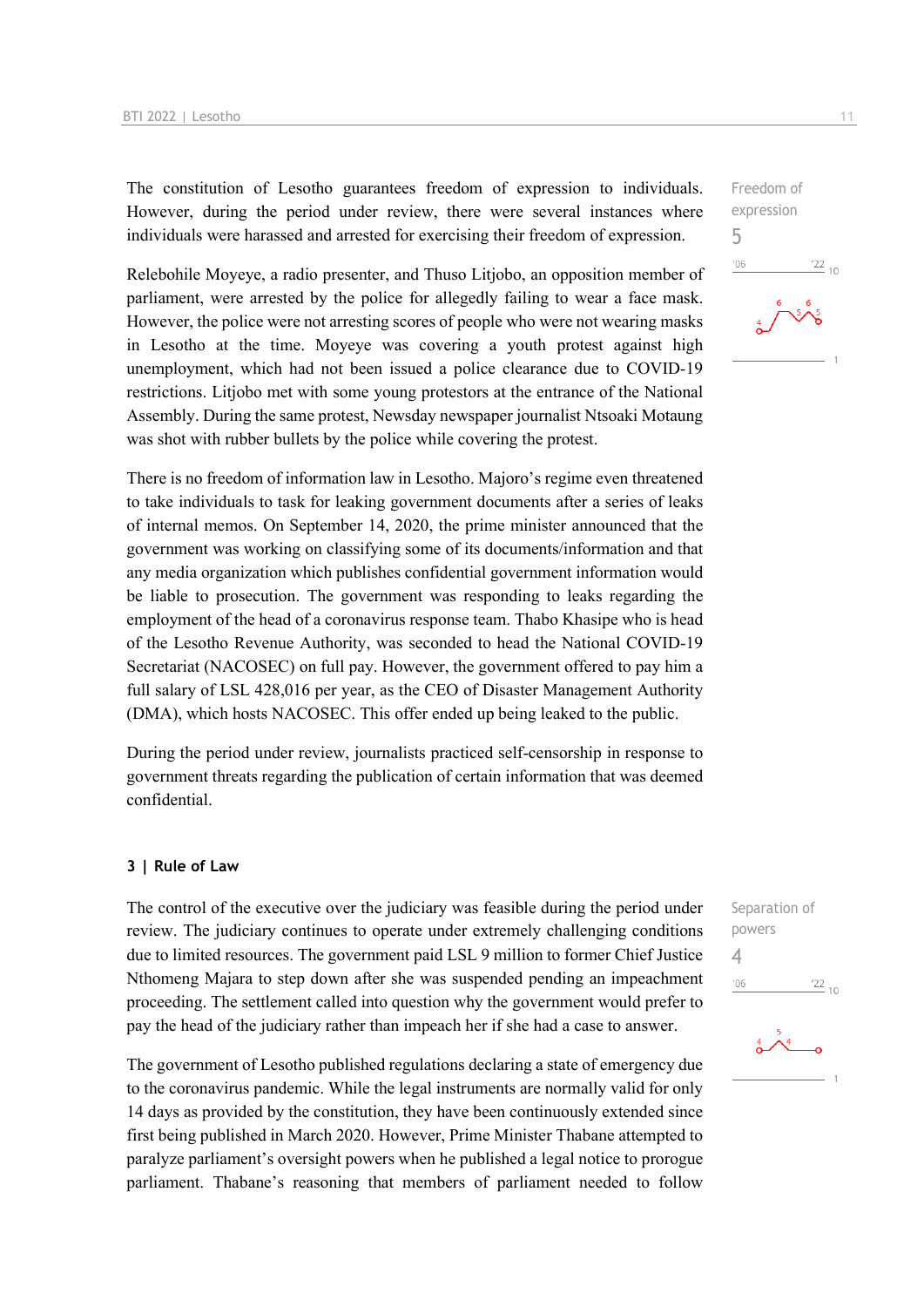The constitution of Lesotho guarantees freedom of expression to individuals. However, during the period under review, there were several instances where individuals were harassed and arrested for exercising their freedom of expression.

Freedom of expression
5

Relebohile Moyeye, a radio presenter, and Thuso Litjobo, an opposition member of parliament, were arrested by the police for allegedly failing to wear a face mask. However, the police were not arresting scores of people who were not wearing masks in Lesotho at the time. Moyeye was covering a youth protest against high unemployment, which had not been issued a police clearance due to COVID-19 restrictions. Litjobo met with some young protestors at the entrance of the National Assembly. During the same protest, Newsday newspaper journalist Ntsoaki Motaung was shot with rubber bullets by the police while covering the protest.

There is no freedom of information law in Lesotho. Majoro's regime even threatened to take individuals to task for leaking government documents after a series of leaks of internal memos. On September 14, 2020, the prime minister announced that the government was working on classifying some of its documents/information and that any media organization which publishes confidential government information would be liable to prosecution. The government was responding to leaks regarding the employment of the head of a coronavirus response team. Thabo Khasipe who is head of the Lesotho Revenue Authority, was seconded to head the National COVID-19 Secretariat (NACOSEC) on full pay. However, the government offered to pay him a full salary of LSL 428,016 per year, as the CEO of Disaster Management Authority (DMA), which hosts NACOSEC. This offer ended up being leaked to the public.

During the period under review, journalists practiced self-censorship in response to government threats regarding the publication of certain information that was deemed confidential.

### 3 | Rule of Law

The control of the executive over the judiciary was feasible during the period under review. The judiciary continues to operate under extremely challenging conditions due to limited resources. The government paid LSL 9 million to former Chief Justice Nthomeng Majara to step down after she was suspended pending an impeachment proceeding. The settlement called into question why the government would prefer to pay the head of the judiciary rather than impeach her if she had a case to answer.

Separation of powers
4

The government of Lesotho published regulations declaring a state of emergency due to the coronavirus pandemic. While the legal instruments are normally valid for only 14 days as provided by the constitution, they have been continuously extended since first being published in March 2020. However, Prime Minister Thabane attempted to paralyze parliament's oversight powers when he published a legal notice to prorogue parliament. Thabane's reasoning that members of parliament needed to follow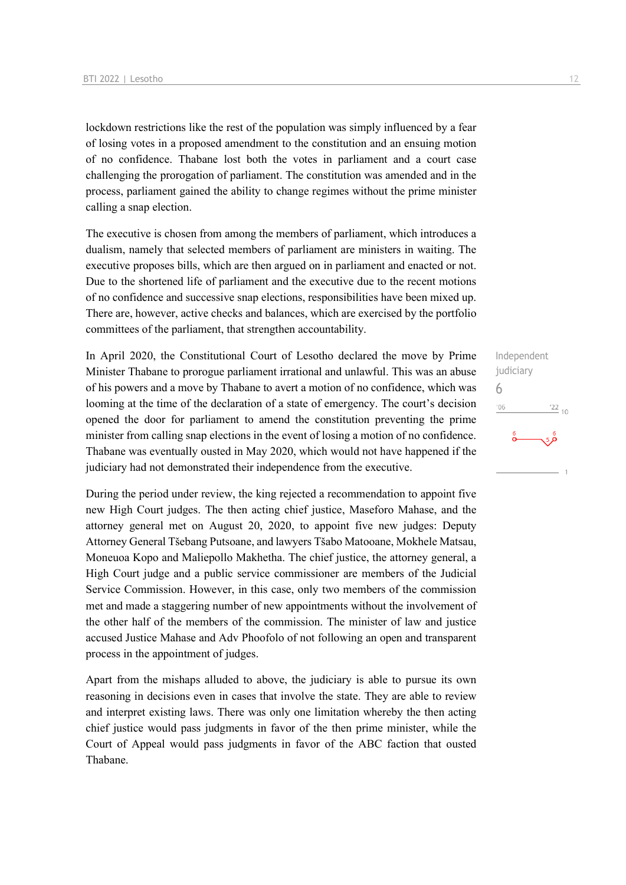lockdown restrictions like the rest of the population was simply influenced by a fear of losing votes in a proposed amendment to the constitution and an ensuing motion of no confidence. Thabane lost both the votes in parliament and a court case challenging the prorogation of parliament. The constitution was amended and in the process, parliament gained the ability to change regimes without the prime minister calling a snap election.

The executive is chosen from among the members of parliament, which introduces a dualism, namely that selected members of parliament are ministers in waiting. The executive proposes bills, which are then argued on in parliament and enacted or not. Due to the shortened life of parliament and the executive due to the recent motions of no confidence and successive snap elections, responsibilities have been mixed up. There are, however, active checks and balances, which are exercised by the portfolio committees of the parliament, that strengthen accountability.

Independent judiciary
6

In April 2020, the Constitutional Court of Lesotho declared the move by Prime Minister Thabane to prorogue parliament irrational and unlawful. This was an abuse of his powers and a move by Thabane to avert a motion of no confidence, which was looming at the time of the declaration of a state of emergency. The court's decision opened the door for parliament to amend the constitution preventing the prime minister from calling snap elections in the event of losing a motion of no confidence. Thabane was eventually ousted in May 2020, which would not have happened if the judiciary had not demonstrated their independence from the executive.

During the period under review, the king rejected a recommendation to appoint five new High Court judges. The then acting chief justice, Maseforo Mahase, and the attorney general met on August 20, 2020, to appoint five new judges: Deputy Attorney General Tšebang Putsoane, and lawyers Tšabo Matooane, Mokhele Matsau, Moneuoa Kopo and Maliepollo Makhetha. The chief justice, the attorney general, a High Court judge and a public service commissioner are members of the Judicial Service Commission. However, in this case, only two members of the commission met and made a staggering number of new appointments without the involvement of the other half of the members of the commission. The minister of law and justice accused Justice Mahase and Adv Phoofolo of not following an open and transparent process in the appointment of judges.

Apart from the mishaps alluded to above, the judiciary is able to pursue its own reasoning in decisions even in cases that involve the state. They are able to review and interpret existing laws. There was only one limitation whereby the then acting chief justice would pass judgments in favor of the then prime minister, while the Court of Appeal would pass judgments in favor of the ABC faction that ousted Thabane.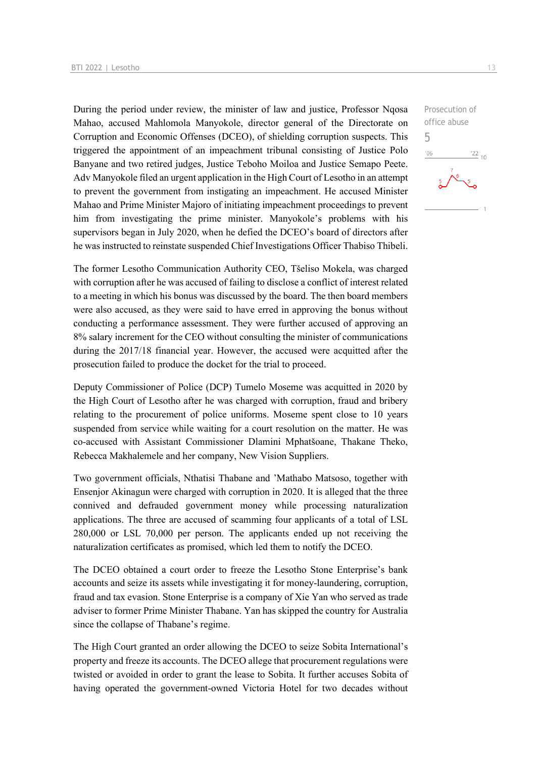During the period under review, the minister of law and justice, Professor Nqosa Mahao, accused Mahlomola Manyokole, director general of the Directorate on Corruption and Economic Offenses (DCEO), of shielding corruption suspects. This triggered the appointment of an impeachment tribunal consisting of Justice Polo Banyane and two retired judges, Justice Teboho Moiloa and Justice Semapo Peete. Adv Manyokole filed an urgent application in the High Court of Lesotho in an attempt to prevent the government from instigating an impeachment. He accused Minister Mahao and Prime Minister Majoro of initiating impeachment proceedings to prevent him from investigating the prime minister. Manyokole's problems with his supervisors began in July 2020, when he defied the DCEO's board of directors after he was instructed to reinstate suspended Chief Investigations Officer Thabiso Thibeli.

Prosecution of office abuse

5

The former Lesotho Communication Authority CEO, Tšeliso Mokela, was charged with corruption after he was accused of failing to disclose a conflict of interest related to a meeting in which his bonus was discussed by the board. The then board members were also accused, as they were said to have erred in approving the bonus without conducting a performance assessment. They were further accused of approving an 8% salary increment for the CEO without consulting the minister of communications during the 2017/18 financial year. However, the accused were acquitted after the prosecution failed to produce the docket for the trial to proceed.

Deputy Commissioner of Police (DCP) Tumelo Moseme was acquitted in 2020 by the High Court of Lesotho after he was charged with corruption, fraud and bribery relating to the procurement of police uniforms. Moseme spent close to 10 years suspended from service while waiting for a court resolution on the matter. He was co-accused with Assistant Commissioner Dlamini Mphatšoane, Thakane Theko, Rebecca Makhalemele and her company, New Vision Suppliers.

Two government officials, Nthatisi Thabane and 'Mathabo Matsoso, together with Ensenjor Akinagun were charged with corruption in 2020. It is alleged that the three connived and defrauded government money while processing naturalization applications. The three are accused of scamming four applicants of a total of LSL 280,000 or LSL 70,000 per person. The applicants ended up not receiving the naturalization certificates as promised, which led them to notify the DCEO.

The DCEO obtained a court order to freeze the Lesotho Stone Enterprise's bank accounts and seize its assets while investigating it for money-laundering, corruption, fraud and tax evasion. Stone Enterprise is a company of Xie Yan who served as trade adviser to former Prime Minister Thabane. Yan has skipped the country for Australia since the collapse of Thabane's regime.

The High Court granted an order allowing the DCEO to seize Sobita International's property and freeze its accounts. The DCEO allege that procurement regulations were twisted or avoided in order to grant the lease to Sobita. It further accuses Sobita of having operated the government-owned Victoria Hotel for two decades without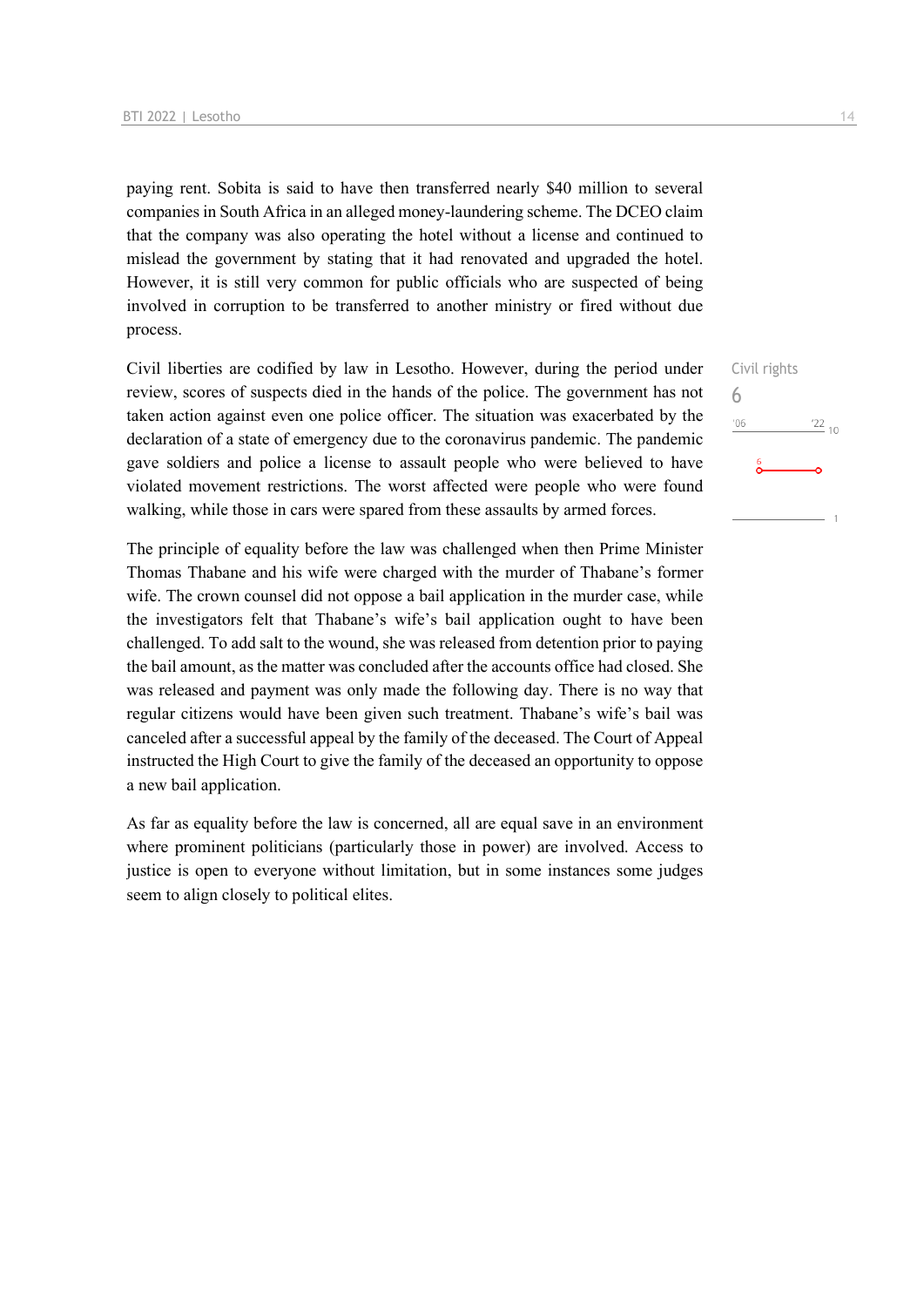paying rent. Sobita is said to have then transferred nearly $40 million to several companies in South Africa in an alleged money-laundering scheme. The DCEO claim that the company was also operating the hotel without a license and continued to mislead the government by stating that it had renovated and upgraded the hotel. However, it is still very common for public officials who are suspected of being involved in corruption to be transferred to another ministry or fired without due process.

Civil rights
6

Civil liberties are codified by law in Lesotho. However, during the period under review, scores of suspects died in the hands of the police. The government has not taken action against even one police officer. The situation was exacerbated by the declaration of a state of emergency due to the coronavirus pandemic. The pandemic gave soldiers and police a license to assault people who were believed to have violated movement restrictions. The worst affected were people who were found walking, while those in cars were spared from these assaults by armed forces.

The principle of equality before the law was challenged when then Prime Minister Thomas Thabane and his wife were charged with the murder of Thabane's former wife. The crown counsel did not oppose a bail application in the murder case, while the investigators felt that Thabane's wife's bail application ought to have been challenged. To add salt to the wound, she was released from detention prior to paying the bail amount, as the matter was concluded after the accounts office had closed. She was released and payment was only made the following day. There is no way that regular citizens would have been given such treatment. Thabane's wife's bail was canceled after a successful appeal by the family of the deceased. The Court of Appeal instructed the High Court to give the family of the deceased an opportunity to oppose a new bail application.

As far as equality before the law is concerned, all are equal save in an environment where prominent politicians (particularly those in power) are involved. Access to justice is open to everyone without limitation, but in some instances some judges seem to align closely to political elites.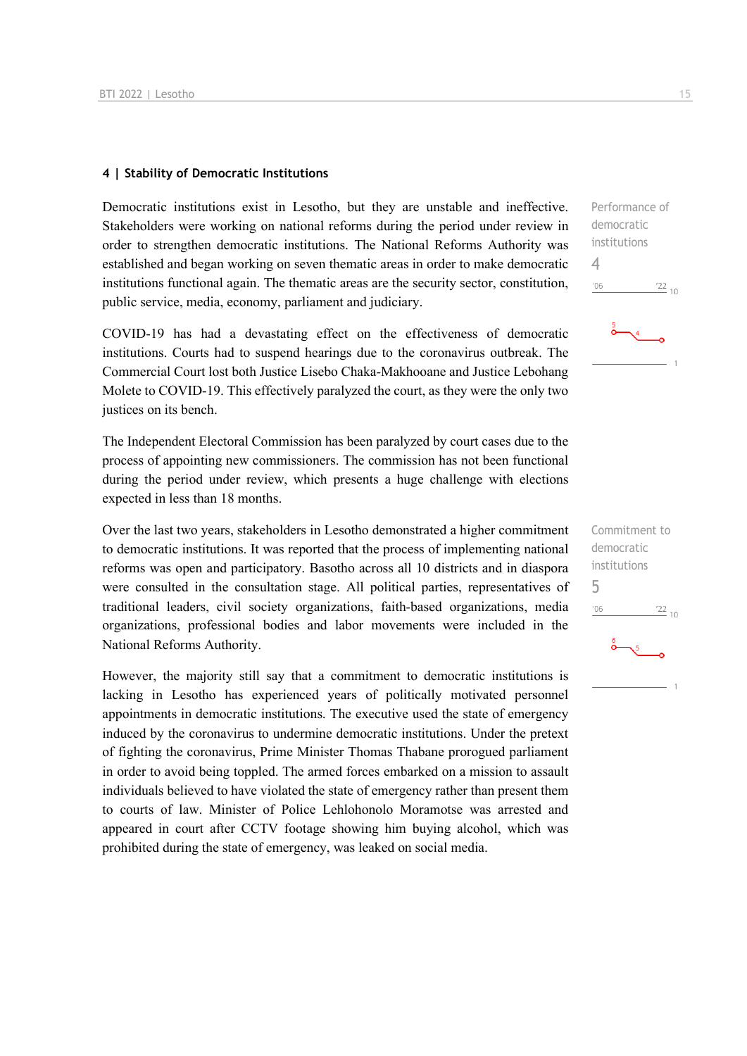## 4 | Stability of Democratic Institutions

Performance of democratic institutions
4

Democratic institutions exist in Lesotho, but they are unstable and ineffective. Stakeholders were working on national reforms during the period under review in order to strengthen democratic institutions. The National Reforms Authority was established and began working on seven thematic areas in order to make democratic institutions functional again. The thematic areas are the security sector, constitution, public service, media, economy, parliament and judiciary.

COVID-19 has had a devastating effect on the effectiveness of democratic institutions. Courts had to suspend hearings due to the coronavirus outbreak. The Commercial Court lost both Justice Lisebo Chaka-Makhooane and Justice Lebohang Molete to COVID-19. This effectively paralyzed the court, as they were the only two justices on its bench.

The Independent Electoral Commission has been paralyzed by court cases due to the process of appointing new commissioners. The commission has not been functional during the period under review, which presents a huge challenge with elections expected in less than 18 months.

Commitment to democratic institutions
5

Over the last two years, stakeholders in Lesotho demonstrated a higher commitment to democratic institutions. It was reported that the process of implementing national reforms was open and participatory. Basotho across all 10 districts and in diaspora were consulted in the consultation stage. All political parties, representatives of traditional leaders, civil society organizations, faith-based organizations, media organizations, professional bodies and labor movements were included in the National Reforms Authority.

However, the majority still say that a commitment to democratic institutions is lacking in Lesotho has experienced years of politically motivated personnel appointments in democratic institutions. The executive used the state of emergency induced by the coronavirus to undermine democratic institutions. Under the pretext of fighting the coronavirus, Prime Minister Thomas Thabane prorogued parliament in order to avoid being toppled. The armed forces embarked on a mission to assault individuals believed to have violated the state of emergency rather than present them to courts of law. Minister of Police Lehlohonolo Moramotse was arrested and appeared in court after CCTV footage showing him buying alcohol, which was prohibited during the state of emergency, was leaked on social media.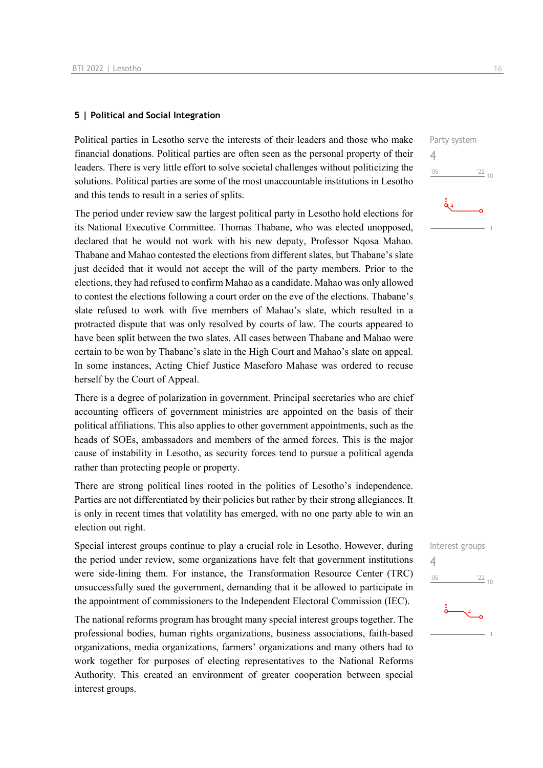## 5 | Political and Social Integration

Party system

4

Political parties in Lesotho serve the interests of their leaders and those who make financial donations. Political parties are often seen as the personal property of their leaders. There is very little effort to solve societal challenges without politicizing the solutions. Political parties are some of the most unaccountable institutions in Lesotho and this tends to result in a series of splits.

The period under review saw the largest political party in Lesotho hold elections for its National Executive Committee. Thomas Thabane, who was elected unopposed, declared that he would not work with his new deputy, Professor Nqosa Mahao. Thabane and Mahao contested the elections from different slates, but Thabane's slate just decided that it would not accept the will of the party members. Prior to the elections, they had refused to confirm Mahao as a candidate. Mahao was only allowed to contest the elections following a court order on the eve of the elections. Thabane's slate refused to work with five members of Mahao's slate, which resulted in a protracted dispute that was only resolved by courts of law. The courts appeared to have been split between the two slates. All cases between Thabane and Mahao were certain to be won by Thabane's slate in the High Court and Mahao's slate on appeal. In some instances, Acting Chief Justice Maseforo Mahase was ordered to recuse herself by the Court of Appeal.

There is a degree of polarization in government. Principal secretaries who are chief accounting officers of government ministries are appointed on the basis of their political affiliations. This also applies to other government appointments, such as the heads of SOEs, ambassadors and members of the armed forces. This is the major cause of instability in Lesotho, as security forces tend to pursue a political agenda rather than protecting people or property.

There are strong political lines rooted in the politics of Lesotho's independence. Parties are not differentiated by their policies but rather by their strong allegiances. It is only in recent times that volatility has emerged, with no one party able to win an election out right.

Interest groups

4

Special interest groups continue to play a crucial role in Lesotho. However, during the period under review, some organizations have felt that government institutions were side-lining them. For instance, the Transformation Resource Center (TRC) unsuccessfully sued the government, demanding that it be allowed to participate in the appointment of commissioners to the Independent Electoral Commission (IEC).

The national reforms program has brought many special interest groups together. The professional bodies, human rights organizations, business associations, faith-based organizations, media organizations, farmers' organizations and many others had to work together for purposes of electing representatives to the National Reforms Authority. This created an environment of greater cooperation between special interest groups.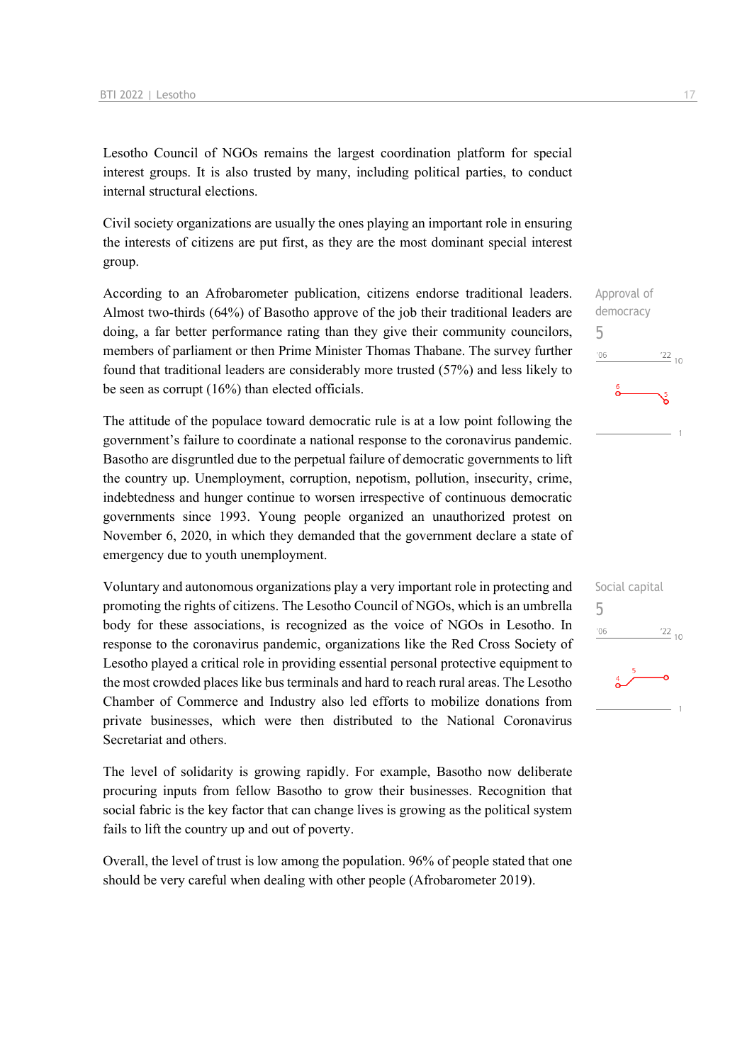Lesotho Council of NGOs remains the largest coordination platform for special interest groups. It is also trusted by many, including political parties, to conduct internal structural elections.

Civil society organizations are usually the ones playing an important role in ensuring the interests of citizens are put first, as they are the most dominant special interest group.

According to an Afrobarometer publication, citizens endorse traditional leaders. Almost two-thirds (64%) of Basotho approve of the job their traditional leaders are doing, a far better performance rating than they give their community councilors, members of parliament or then Prime Minister Thomas Thabane. The survey further found that traditional leaders are considerably more trusted (57%) and less likely to be seen as corrupt (16%) than elected officials.

Approval of democracy
5

The attitude of the populace toward democratic rule is at a low point following the government's failure to coordinate a national response to the coronavirus pandemic. Basotho are disgruntled due to the perpetual failure of democratic governments to lift the country up. Unemployment, corruption, nepotism, pollution, insecurity, crime, indebtedness and hunger continue to worsen irrespective of continuous democratic governments since 1993. Young people organized an unauthorized protest on November 6, 2020, in which they demanded that the government declare a state of emergency due to youth unemployment.

Social capital
5

Voluntary and autonomous organizations play a very important role in protecting and promoting the rights of citizens. The Lesotho Council of NGOs, which is an umbrella body for these associations, is recognized as the voice of NGOs in Lesotho. In response to the coronavirus pandemic, organizations like the Red Cross Society of Lesotho played a critical role in providing essential personal protective equipment to the most crowded places like bus terminals and hard to reach rural areas. The Lesotho Chamber of Commerce and Industry also led efforts to mobilize donations from private businesses, which were then distributed to the National Coronavirus Secretariat and others.

The level of solidarity is growing rapidly. For example, Basotho now deliberate procuring inputs from fellow Basotho to grow their businesses. Recognition that social fabric is the key factor that can change lives is growing as the political system fails to lift the country up and out of poverty.

Overall, the level of trust is low among the population. 96% of people stated that one should be very careful when dealing with other people (Afrobarometer 2019).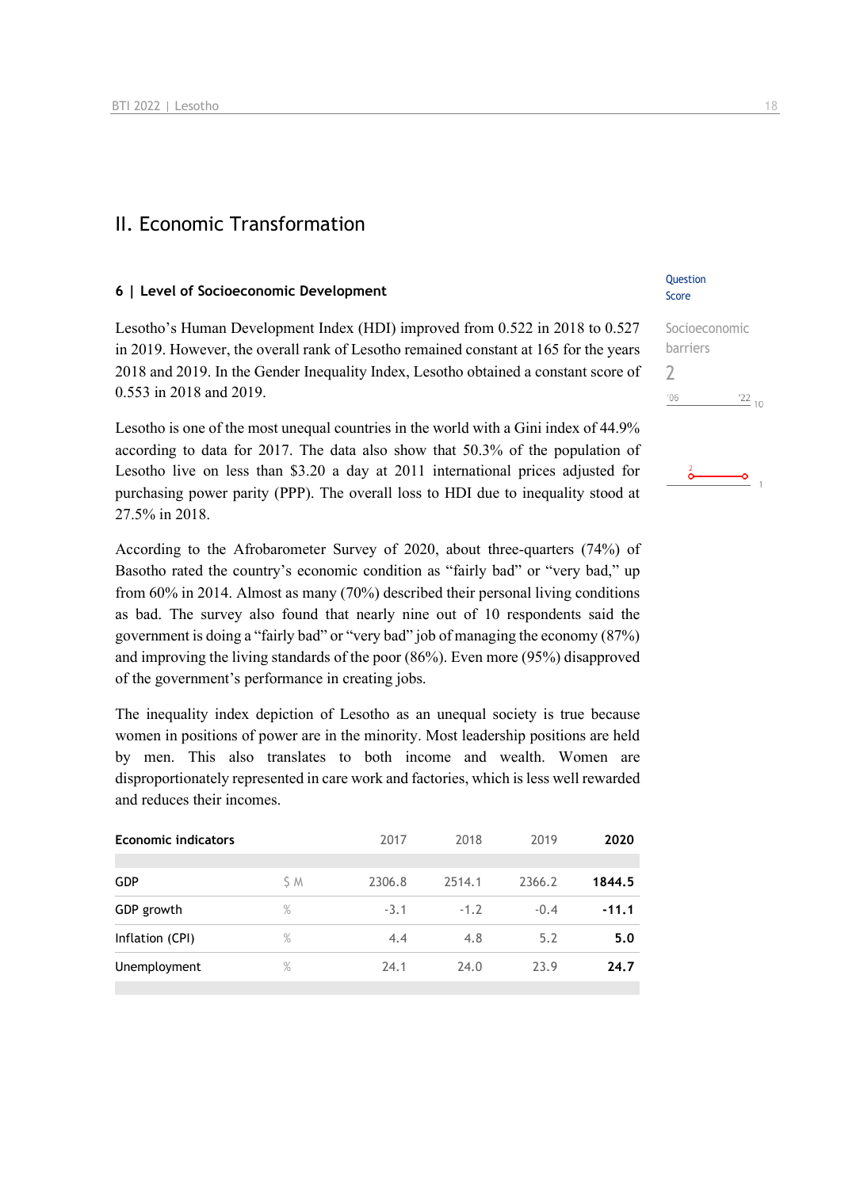## II. Economic Transformation

### 6 | Level of Socioeconomic Development

Question Score

Socioeconomic barriers

2

'06 '22 10

Lesotho's Human Development Index (HDI) improved from 0.522 in 2018 to 0.527 in 2019. However, the overall rank of Lesotho remained constant at 165 for the years 2018 and 2019. In the Gender Inequality Index, Lesotho obtained a constant score of 0.553 in 2018 and 2019.

Lesotho is one of the most unequal countries in the world with a Gini index of 44.9% according to data for 2017. The data also show that 50.3% of the population of Lesotho live on less than $3.20 a day at 2011 international prices adjusted for purchasing power parity (PPP). The overall loss to HDI due to inequality stood at 27.5% in 2018.

According to the Afrobarometer Survey of 2020, about three-quarters (74%) of Basotho rated the country's economic condition as "fairly bad" or "very bad," up from 60% in 2014. Almost as many (70%) described their personal living conditions as bad. The survey also found that nearly nine out of 10 respondents said the government is doing a "fairly bad" or "very bad" job of managing the economy (87%) and improving the living standards of the poor (86%). Even more (95%) disapproved of the government's performance in creating jobs.

The inequality index depiction of Lesotho as an unequal society is true because women in positions of power are in the minority. Most leadership positions are held by men. This also translates to both income and wealth. Women are disproportionately represented in care work and factories, which is less well rewarded and reduces their incomes.

| Economic indicators | | 2017 | 2018 | 2019 | 2020 |
|---|---|---|---|---|---|
| GDP | $ M | 2306.8 | 2514.1 | 2366.2 | **1844.5** |
| GDP growth | % | -3.1 | -1.2 | -0.4 | **-11.1** |
| Inflation (CPI) | % | 4.4 | 4.8 | 5.2 | **5.0** |
| Unemployment | % | 24.1 | 24.0 | 23.9 | **24.7** |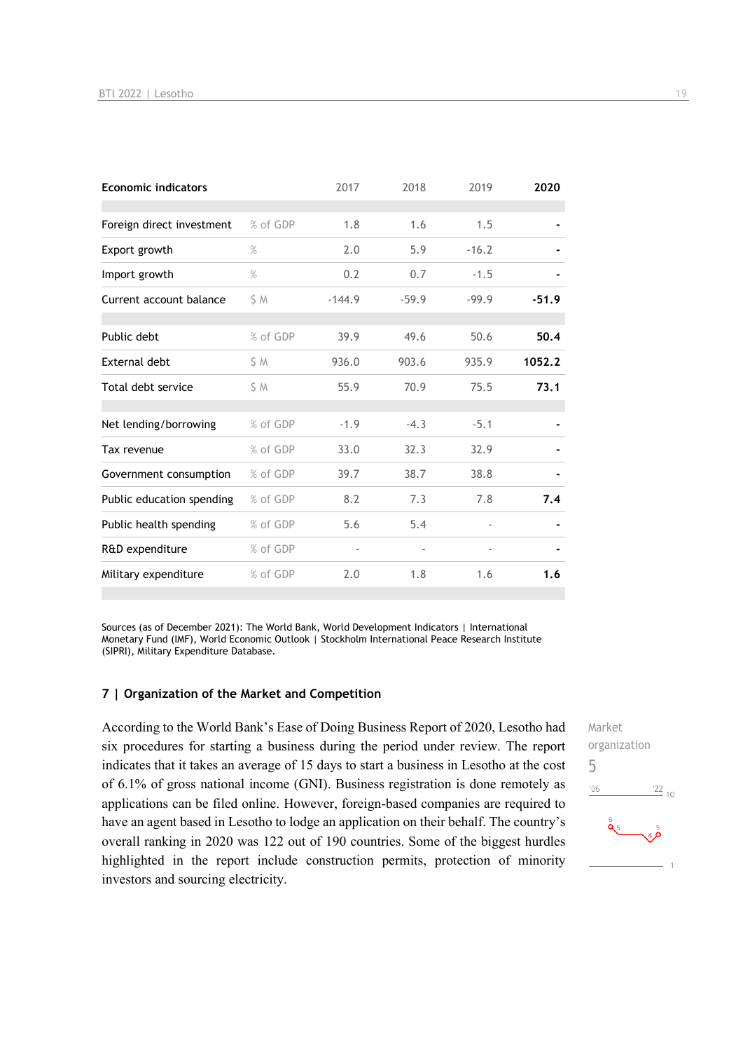| Economic indicators | | 2017 | 2018 | 2019 | 2020 |
|---|---|---|---|---|---|
| Foreign direct investment | % of GDP | 1.8 | 1.6 | 1.5 | - |
| Export growth | % | 2.0 | 5.9 | -16.2 | - |
| Import growth | % | 0.2 | 0.7 | -1.5 | - |
| Current account balance | $ M | -144.9 | -59.9 | -99.9 | **-51.9** |
| Public debt | % of GDP | 39.9 | 49.6 | 50.6 | **50.4** |
| External debt | $ M | 936.0 | 903.6 | 935.9 | **1052.2** |
| Total debt service | $ M | 55.9 | 70.9 | 75.5 | **73.1** |
| Net lending/borrowing | % of GDP | -1.9 | -4.3 | -5.1 | - |
| Tax revenue | % of GDP | 33.0 | 32.3 | 32.9 | - |
| Government consumption | % of GDP | 39.7 | 38.7 | 38.8 | - |
| Public education spending | % of GDP | 8.2 | 7.3 | 7.8 | **7.4** |
| Public health spending | % of GDP | 5.6 | 5.4 | - | - |
| R&D expenditure | % of GDP | - | - | - | - |
| Military expenditure | % of GDP | 2.0 | 1.8 | 1.6 | **1.6** |

Sources (as of December 2021): The World Bank, World Development Indicators | International Monetary Fund (IMF), World Economic Outlook | Stockholm International Peace Research Institute (SIPRI), Military Expenditure Database.

## 7 | Organization of the Market and Competition

Market organization
5

According to the World Bank's Ease of Doing Business Report of 2020, Lesotho had six procedures for starting a business during the period under review. The report indicates that it takes an average of 15 days to start a business in Lesotho at the cost of 6.1% of gross national income (GNI). Business registration is done remotely as applications can be filed online. However, foreign-based companies are required to have an agent based in Lesotho to lodge an application on their behalf. The country's overall ranking in 2020 was 122 out of 190 countries. Some of the biggest hurdles highlighted in the report include construction permits, protection of minority investors and sourcing electricity.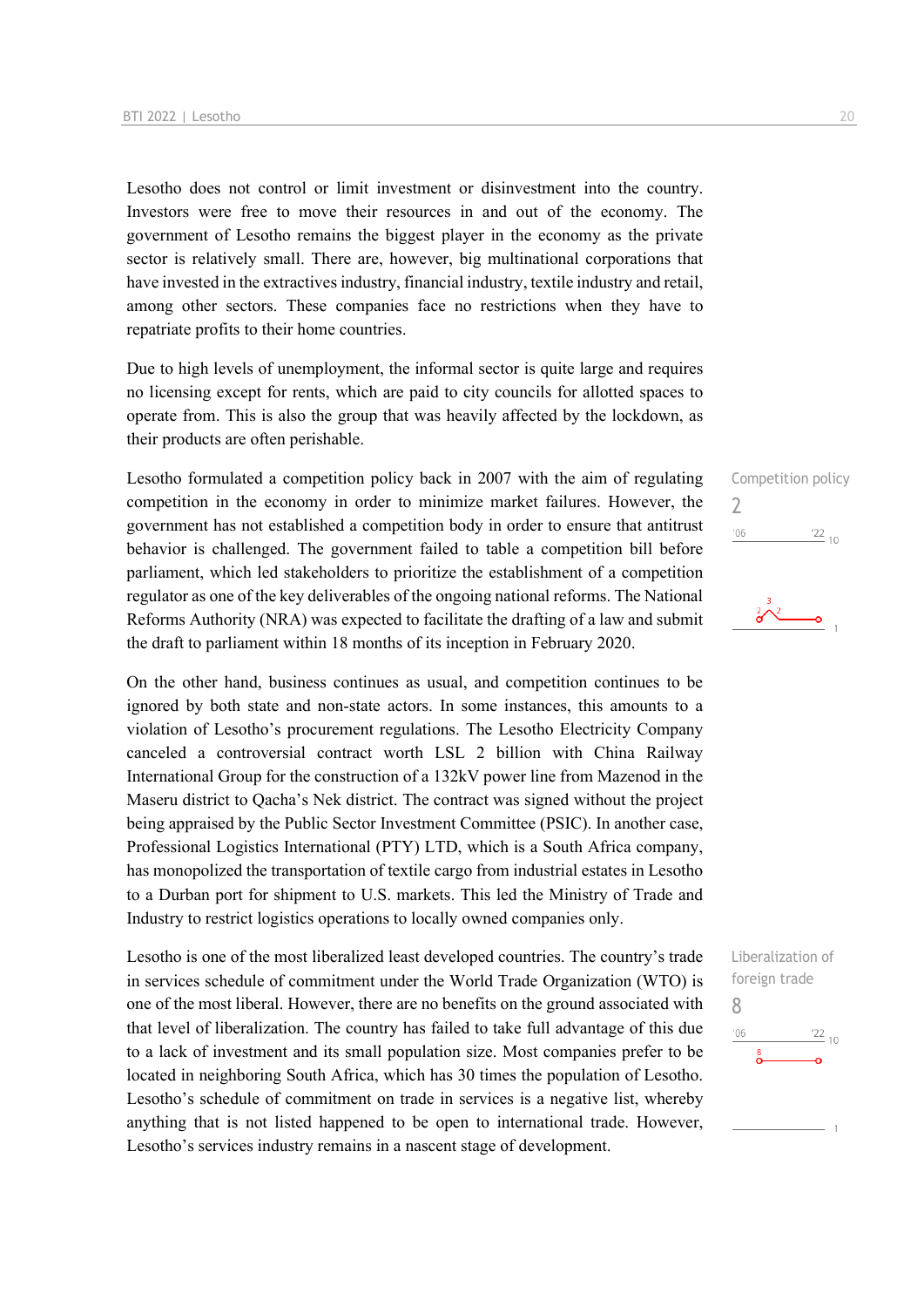Lesotho does not control or limit investment or disinvestment into the country. Investors were free to move their resources in and out of the economy. The government of Lesotho remains the biggest player in the economy as the private sector is relatively small. There are, however, big multinational corporations that have invested in the extractives industry, financial industry, textile industry and retail, among other sectors. These companies face no restrictions when they have to repatriate profits to their home countries.

Due to high levels of unemployment, the informal sector is quite large and requires no licensing except for rents, which are paid to city councils for allotted spaces to operate from. This is also the group that was heavily affected by the lockdown, as their products are often perishable.

Competition policy
2

Lesotho formulated a competition policy back in 2007 with the aim of regulating competition in the economy in order to minimize market failures. However, the government has not established a competition body in order to ensure that antitrust behavior is challenged. The government failed to table a competition bill before parliament, which led stakeholders to prioritize the establishment of a competition regulator as one of the key deliverables of the ongoing national reforms. The National Reforms Authority (NRA) was expected to facilitate the drafting of a law and submit the draft to parliament within 18 months of its inception in February 2020.

On the other hand, business continues as usual, and competition continues to be ignored by both state and non-state actors. In some instances, this amounts to a violation of Lesotho's procurement regulations. The Lesotho Electricity Company canceled a controversial contract worth LSL 2 billion with China Railway International Group for the construction of a 132kV power line from Mazenod in the Maseru district to Qacha's Nek district. The contract was signed without the project being appraised by the Public Sector Investment Committee (PSIC). In another case, Professional Logistics International (PTY) LTD, which is a South Africa company, has monopolized the transportation of textile cargo from industrial estates in Lesotho to a Durban port for shipment to U.S. markets. This led the Ministry of Trade and Industry to restrict logistics operations to locally owned companies only.

Liberalization of foreign trade
8

Lesotho is one of the most liberalized least developed countries. The country's trade in services schedule of commitment under the World Trade Organization (WTO) is one of the most liberal. However, there are no benefits on the ground associated with that level of liberalization. The country has failed to take full advantage of this due to a lack of investment and its small population size. Most companies prefer to be located in neighboring South Africa, which has 30 times the population of Lesotho. Lesotho's schedule of commitment on trade in services is a negative list, whereby anything that is not listed happened to be open to international trade. However, Lesotho's services industry remains in a nascent stage of development.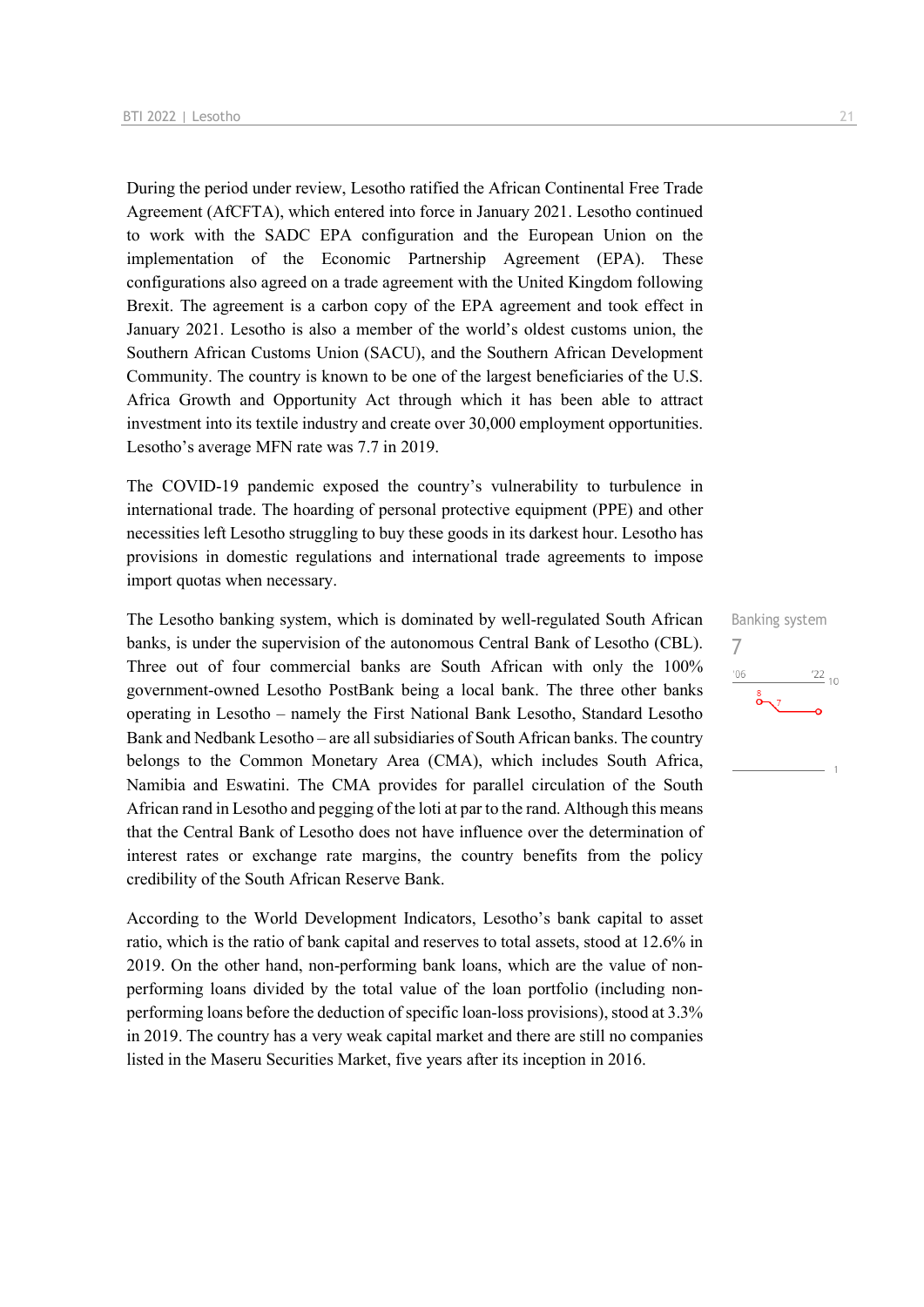During the period under review, Lesotho ratified the African Continental Free Trade Agreement (AfCFTA), which entered into force in January 2021. Lesotho continued to work with the SADC EPA configuration and the European Union on the implementation of the Economic Partnership Agreement (EPA). These configurations also agreed on a trade agreement with the United Kingdom following Brexit. The agreement is a carbon copy of the EPA agreement and took effect in January 2021. Lesotho is also a member of the world's oldest customs union, the Southern African Customs Union (SACU), and the Southern African Development Community. The country is known to be one of the largest beneficiaries of the U.S. Africa Growth and Opportunity Act through which it has been able to attract investment into its textile industry and create over 30,000 employment opportunities. Lesotho's average MFN rate was 7.7 in 2019.

The COVID-19 pandemic exposed the country's vulnerability to turbulence in international trade. The hoarding of personal protective equipment (PPE) and other necessities left Lesotho struggling to buy these goods in its darkest hour. Lesotho has provisions in domestic regulations and international trade agreements to impose import quotas when necessary.

Banking system
7

The Lesotho banking system, which is dominated by well-regulated South African banks, is under the supervision of the autonomous Central Bank of Lesotho (CBL). Three out of four commercial banks are South African with only the 100% government-owned Lesotho PostBank being a local bank. The three other banks operating in Lesotho – namely the First National Bank Lesotho, Standard Lesotho Bank and Nedbank Lesotho – are all subsidiaries of South African banks. The country belongs to the Common Monetary Area (CMA), which includes South Africa, Namibia and Eswatini. The CMA provides for parallel circulation of the South African rand in Lesotho and pegging of the loti at par to the rand. Although this means that the Central Bank of Lesotho does not have influence over the determination of interest rates or exchange rate margins, the country benefits from the policy credibility of the South African Reserve Bank.

According to the World Development Indicators, Lesotho's bank capital to asset ratio, which is the ratio of bank capital and reserves to total assets, stood at 12.6% in 2019. On the other hand, non-performing bank loans, which are the value of non-performing loans divided by the total value of the loan portfolio (including non-performing loans before the deduction of specific loan-loss provisions), stood at 3.3% in 2019. The country has a very weak capital market and there are still no companies listed in the Maseru Securities Market, five years after its inception in 2016.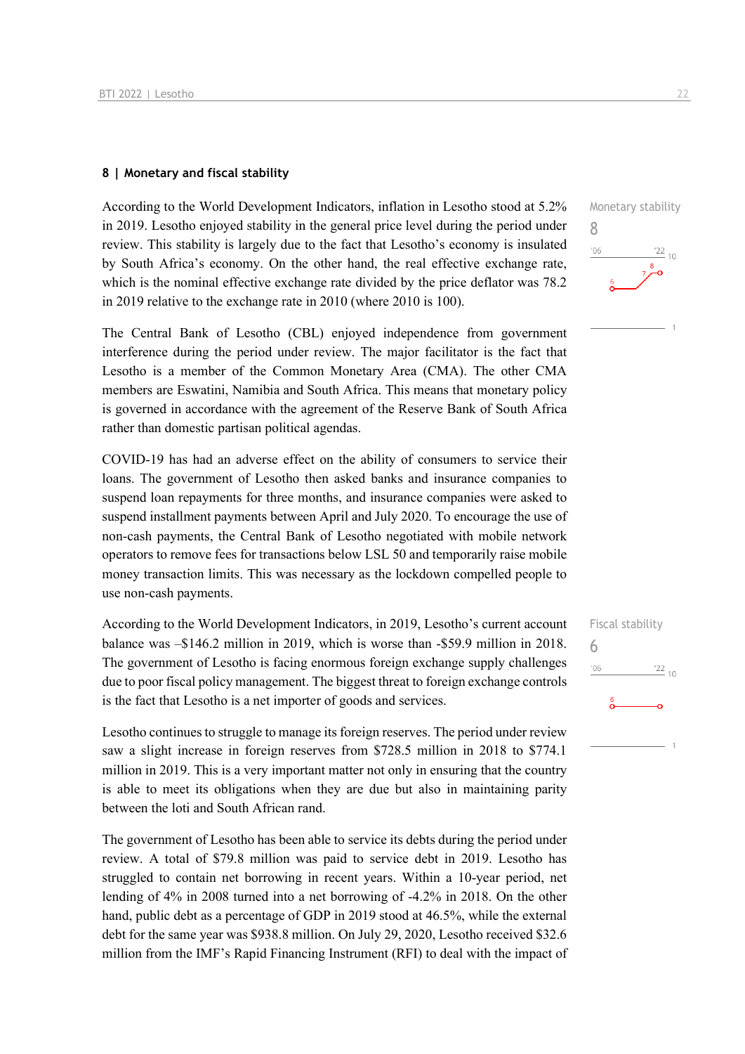## 8 | Monetary and fiscal stability

Monetary stability

8

According to the World Development Indicators, inflation in Lesotho stood at 5.2% in 2019. Lesotho enjoyed stability in the general price level during the period under review. This stability is largely due to the fact that Lesotho's economy is insulated by South Africa's economy. On the other hand, the real effective exchange rate, which is the nominal effective exchange rate divided by the price deflator was 78.2 in 2019 relative to the exchange rate in 2010 (where 2010 is 100).

The Central Bank of Lesotho (CBL) enjoyed independence from government interference during the period under review. The major facilitator is the fact that Lesotho is a member of the Common Monetary Area (CMA). The other CMA members are Eswatini, Namibia and South Africa. This means that monetary policy is governed in accordance with the agreement of the Reserve Bank of South Africa rather than domestic partisan political agendas.

COVID-19 has had an adverse effect on the ability of consumers to service their loans. The government of Lesotho then asked banks and insurance companies to suspend loan repayments for three months, and insurance companies were asked to suspend installment payments between April and July 2020. To encourage the use of non-cash payments, the Central Bank of Lesotho negotiated with mobile network operators to remove fees for transactions below LSL 50 and temporarily raise mobile money transaction limits. This was necessary as the lockdown compelled people to use non-cash payments.

Fiscal stability

6

According to the World Development Indicators, in 2019, Lesotho's current account balance was –$146.2 million in 2019, which is worse than -$59.9 million in 2018. The government of Lesotho is facing enormous foreign exchange supply challenges due to poor fiscal policy management. The biggest threat to foreign exchange controls is the fact that Lesotho is a net importer of goods and services.

Lesotho continues to struggle to manage its foreign reserves. The period under review saw a slight increase in foreign reserves from $728.5 million in 2018 to $774.1 million in 2019. This is a very important matter not only in ensuring that the country is able to meet its obligations when they are due but also in maintaining parity between the loti and South African rand.

The government of Lesotho has been able to service its debts during the period under review. A total of $79.8 million was paid to service debt in 2019. Lesotho has struggled to contain net borrowing in recent years. Within a 10-year period, net lending of 4% in 2008 turned into a net borrowing of -4.2% in 2018. On the other hand, public debt as a percentage of GDP in 2019 stood at 46.5%, while the external debt for the same year was $938.8 million. On July 29, 2020, Lesotho received $32.6 million from the IMF's Rapid Financing Instrument (RFI) to deal with the impact of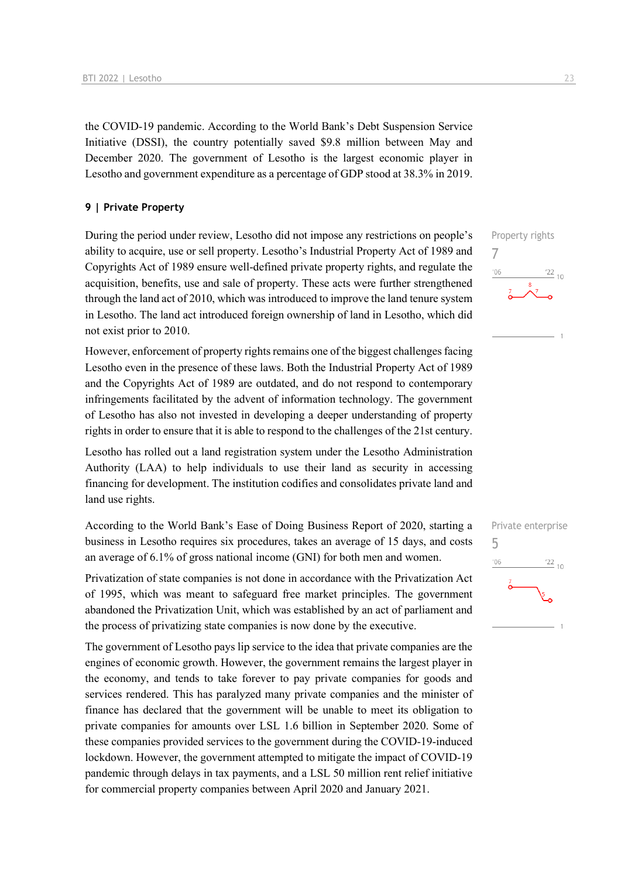the COVID-19 pandemic. According to the World Bank's Debt Suspension Service Initiative (DSSI), the country potentially saved $9.8 million between May and December 2020. The government of Lesotho is the largest economic player in Lesotho and government expenditure as a percentage of GDP stood at 38.3% in 2019.

## 9 | Private Property

Property rights

7

During the period under review, Lesotho did not impose any restrictions on people's ability to acquire, use or sell property. Lesotho's Industrial Property Act of 1989 and Copyrights Act of 1989 ensure well-defined private property rights, and regulate the acquisition, benefits, use and sale of property. These acts were further strengthened through the land act of 2010, which was introduced to improve the land tenure system in Lesotho. The land act introduced foreign ownership of land in Lesotho, which did not exist prior to 2010.

However, enforcement of property rights remains one of the biggest challenges facing Lesotho even in the presence of these laws. Both the Industrial Property Act of 1989 and the Copyrights Act of 1989 are outdated, and do not respond to contemporary infringements facilitated by the advent of information technology. The government of Lesotho has also not invested in developing a deeper understanding of property rights in order to ensure that it is able to respond to the challenges of the 21st century.

Lesotho has rolled out a land registration system under the Lesotho Administration Authority (LAA) to help individuals to use their land as security in accessing financing for development. The institution codifies and consolidates private land and land use rights.

Private enterprise

5

According to the World Bank's Ease of Doing Business Report of 2020, starting a business in Lesotho requires six procedures, takes an average of 15 days, and costs an average of 6.1% of gross national income (GNI) for both men and women.

Privatization of state companies is not done in accordance with the Privatization Act of 1995, which was meant to safeguard free market principles. The government abandoned the Privatization Unit, which was established by an act of parliament and the process of privatizing state companies is now done by the executive.

The government of Lesotho pays lip service to the idea that private companies are the engines of economic growth. However, the government remains the largest player in the economy, and tends to take forever to pay private companies for goods and services rendered. This has paralyzed many private companies and the minister of finance has declared that the government will be unable to meet its obligation to private companies for amounts over LSL 1.6 billion in September 2020. Some of these companies provided services to the government during the COVID-19-induced lockdown. However, the government attempted to mitigate the impact of COVID-19 pandemic through delays in tax payments, and a LSL 50 million rent relief initiative for commercial property companies between April 2020 and January 2021.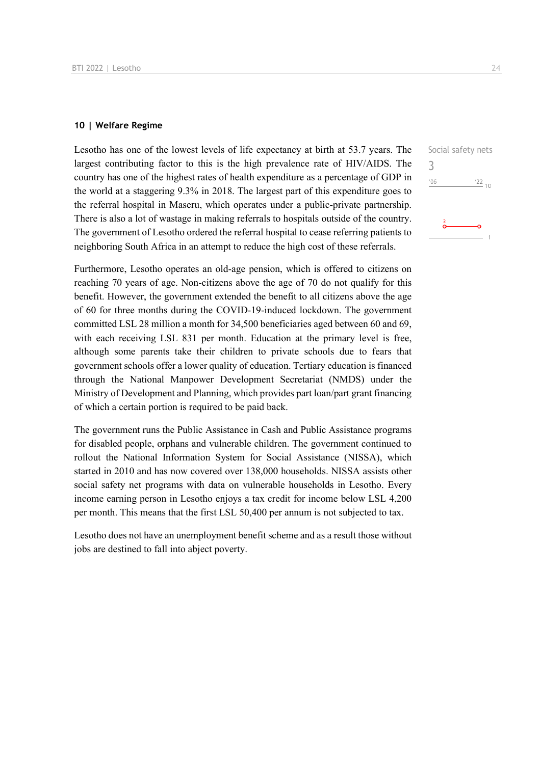## 10 | Welfare Regime

Social safety nets
3

Lesotho has one of the lowest levels of life expectancy at birth at 53.7 years. The largest contributing factor to this is the high prevalence rate of HIV/AIDS. The country has one of the highest rates of health expenditure as a percentage of GDP in the world at a staggering 9.3% in 2018. The largest part of this expenditure goes to the referral hospital in Maseru, which operates under a public-private partnership. There is also a lot of wastage in making referrals to hospitals outside of the country. The government of Lesotho ordered the referral hospital to cease referring patients to neighboring South Africa in an attempt to reduce the high cost of these referrals.

Furthermore, Lesotho operates an old-age pension, which is offered to citizens on reaching 70 years of age. Non-citizens above the age of 70 do not qualify for this benefit. However, the government extended the benefit to all citizens above the age of 60 for three months during the COVID-19-induced lockdown. The government committed LSL 28 million a month for 34,500 beneficiaries aged between 60 and 69, with each receiving LSL 831 per month. Education at the primary level is free, although some parents take their children to private schools due to fears that government schools offer a lower quality of education. Tertiary education is financed through the National Manpower Development Secretariat (NMDS) under the Ministry of Development and Planning, which provides part loan/part grant financing of which a certain portion is required to be paid back.

The government runs the Public Assistance in Cash and Public Assistance programs for disabled people, orphans and vulnerable children. The government continued to rollout the National Information System for Social Assistance (NISSA), which started in 2010 and has now covered over 138,000 households. NISSA assists other social safety net programs with data on vulnerable households in Lesotho. Every income earning person in Lesotho enjoys a tax credit for income below LSL 4,200 per month. This means that the first LSL 50,400 per annum is not subjected to tax.

Lesotho does not have an unemployment benefit scheme and as a result those without jobs are destined to fall into abject poverty.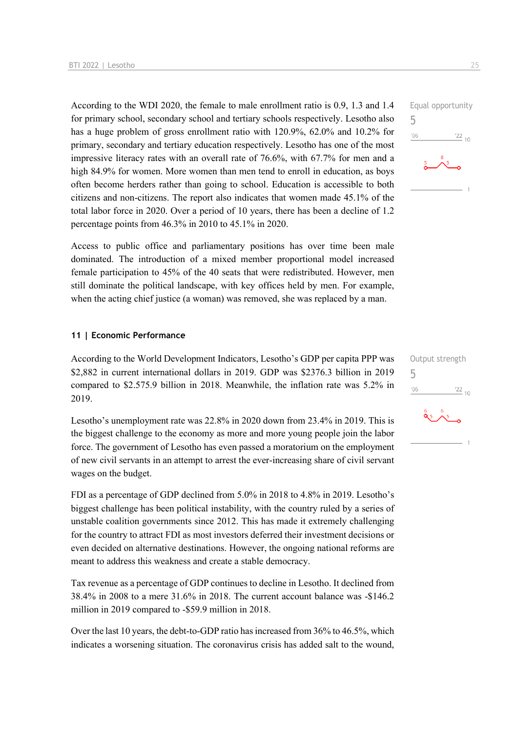According to the WDI 2020, the female to male enrollment ratio is 0.9, 1.3 and 1.4 for primary school, secondary school and tertiary schools respectively. Lesotho also has a huge problem of gross enrollment ratio with 120.9%, 62.0% and 10.2% for primary, secondary and tertiary education respectively. Lesotho has one of the most impressive literacy rates with an overall rate of 76.6%, with 67.7% for men and a high 84.9% for women. More women than men tend to enroll in education, as boys often become herders rather than going to school. Education is accessible to both citizens and non-citizens. The report also indicates that women made 45.1% of the total labor force in 2020. Over a period of 10 years, there has been a decline of 1.2 percentage points from 46.3% in 2010 to 45.1% in 2020.

Equal opportunity
5

Access to public office and parliamentary positions has over time been male dominated. The introduction of a mixed member proportional model increased female participation to 45% of the 40 seats that were redistributed. However, men still dominate the political landscape, with key offices held by men. For example, when the acting chief justice (a woman) was removed, she was replaced by a man.

## 11 | Economic Performance

According to the World Development Indicators, Lesotho's GDP per capita PPP was $2,882 in current international dollars in 2019. GDP was $2376.3 billion in 2019 compared to $2.575.9 billion in 2018. Meanwhile, the inflation rate was 5.2% in 2019.

Output strength
5

Lesotho's unemployment rate was 22.8% in 2020 down from 23.4% in 2019. This is the biggest challenge to the economy as more and more young people join the labor force. The government of Lesotho has even passed a moratorium on the employment of new civil servants in an attempt to arrest the ever-increasing share of civil servant wages on the budget.

FDI as a percentage of GDP declined from 5.0% in 2018 to 4.8% in 2019. Lesotho's biggest challenge has been political instability, with the country ruled by a series of unstable coalition governments since 2012. This has made it extremely challenging for the country to attract FDI as most investors deferred their investment decisions or even decided on alternative destinations. However, the ongoing national reforms are meant to address this weakness and create a stable democracy.

Tax revenue as a percentage of GDP continues to decline in Lesotho. It declined from 38.4% in 2008 to a mere 31.6% in 2018. The current account balance was -$146.2 million in 2019 compared to -$59.9 million in 2018.

Over the last 10 years, the debt-to-GDP ratio has increased from 36% to 46.5%, which indicates a worsening situation. The coronavirus crisis has added salt to the wound,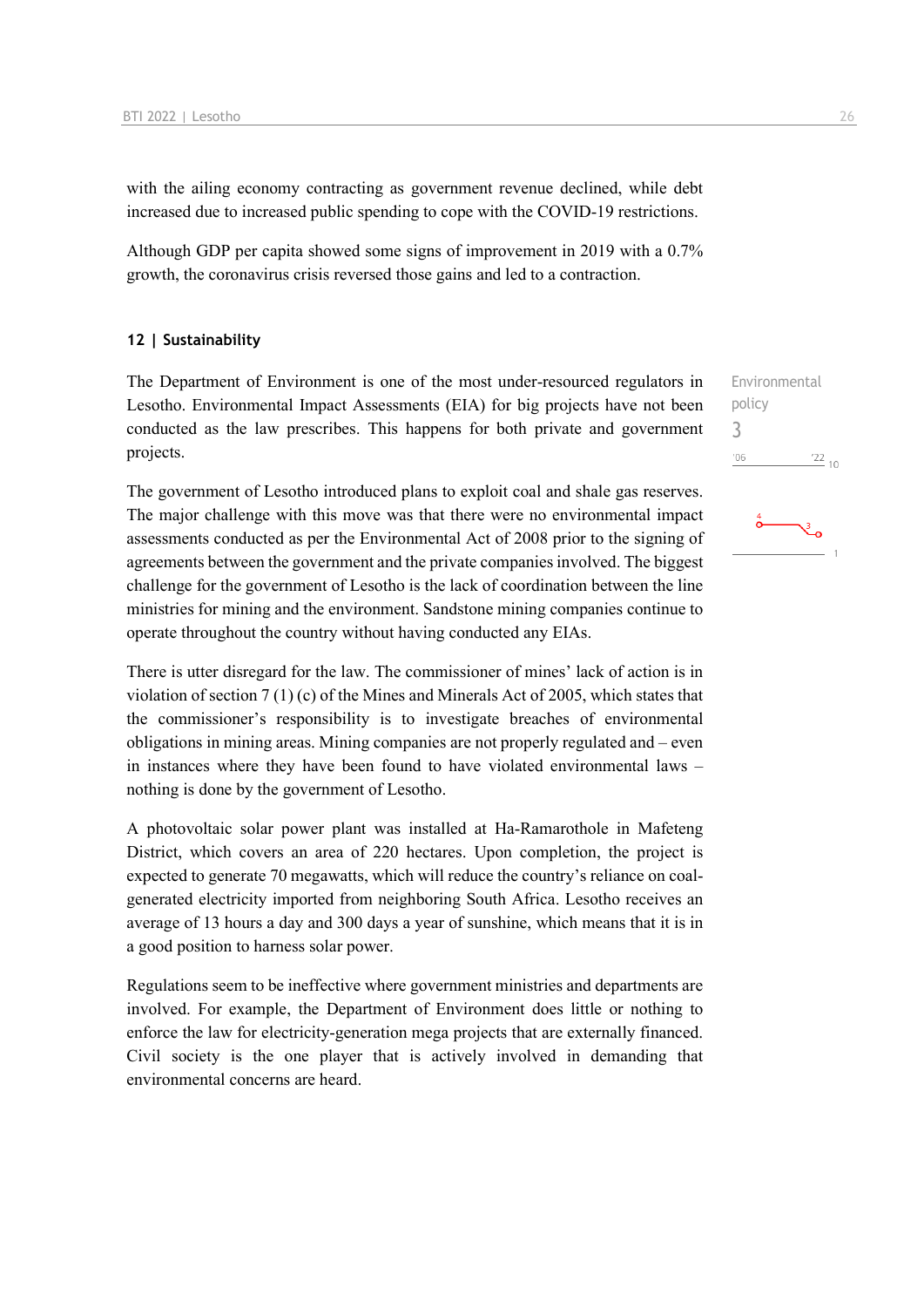with the ailing economy contracting as government revenue declined, while debt increased due to increased public spending to cope with the COVID-19 restrictions.

Although GDP per capita showed some signs of improvement in 2019 with a 0.7% growth, the coronavirus crisis reversed those gains and led to a contraction.

## 12 | Sustainability

Environmental policy
3

The Department of Environment is one of the most under-resourced regulators in Lesotho. Environmental Impact Assessments (EIA) for big projects have not been conducted as the law prescribes. This happens for both private and government projects.

The government of Lesotho introduced plans to exploit coal and shale gas reserves. The major challenge with this move was that there were no environmental impact assessments conducted as per the Environmental Act of 2008 prior to the signing of agreements between the government and the private companies involved. The biggest challenge for the government of Lesotho is the lack of coordination between the line ministries for mining and the environment. Sandstone mining companies continue to operate throughout the country without having conducted any EIAs.

There is utter disregard for the law. The commissioner of mines' lack of action is in violation of section 7 (1) (c) of the Mines and Minerals Act of 2005, which states that the commissioner's responsibility is to investigate breaches of environmental obligations in mining areas. Mining companies are not properly regulated and – even in instances where they have been found to have violated environmental laws – nothing is done by the government of Lesotho.

A photovoltaic solar power plant was installed at Ha-Ramarothole in Mafeteng District, which covers an area of 220 hectares. Upon completion, the project is expected to generate 70 megawatts, which will reduce the country's reliance on coal-generated electricity imported from neighboring South Africa. Lesotho receives an average of 13 hours a day and 300 days a year of sunshine, which means that it is in a good position to harness solar power.

Regulations seem to be ineffective where government ministries and departments are involved. For example, the Department of Environment does little or nothing to enforce the law for electricity-generation mega projects that are externally financed. Civil society is the one player that is actively involved in demanding that environmental concerns are heard.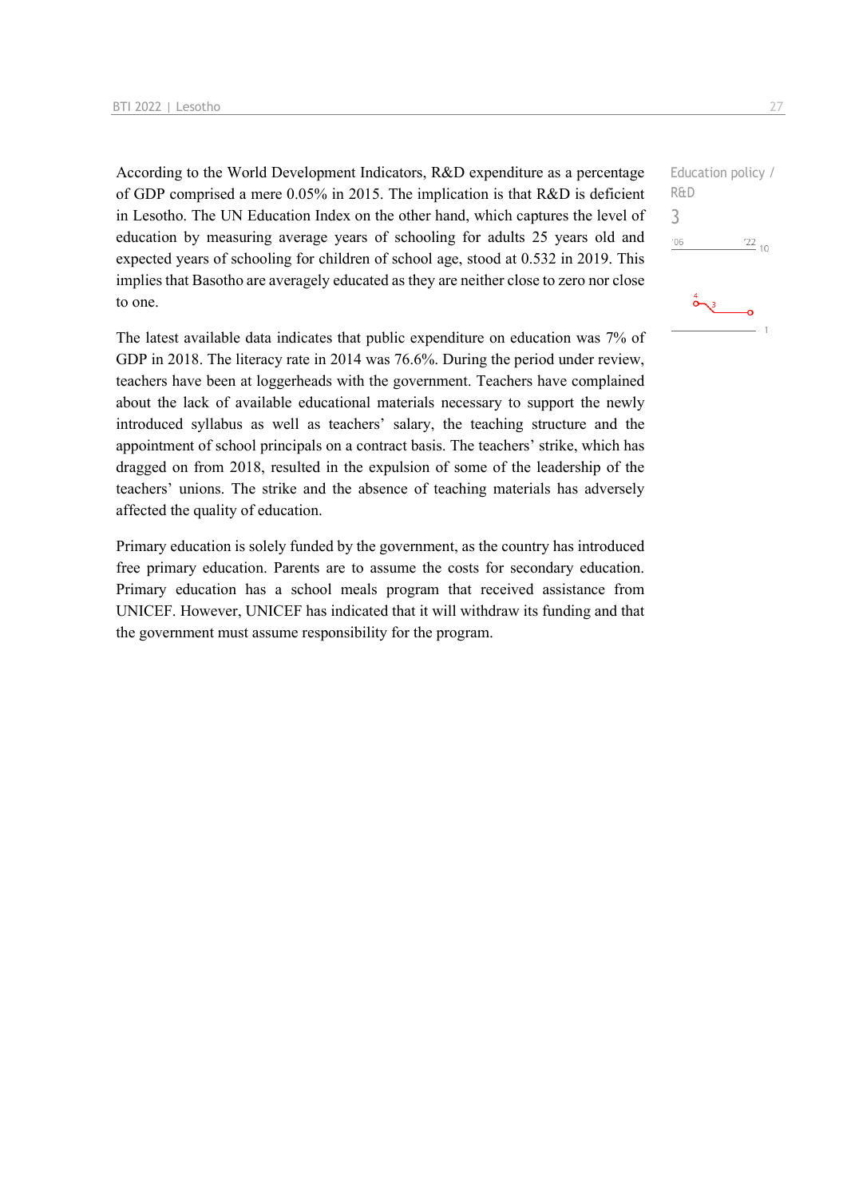According to the World Development Indicators, R&D expenditure as a percentage of GDP comprised a mere 0.05% in 2015. The implication is that R&D is deficient in Lesotho. The UN Education Index on the other hand, which captures the level of education by measuring average years of schooling for adults 25 years old and expected years of schooling for children of school age, stood at 0.532 in 2019. This implies that Basotho are averagely educated as they are neither close to zero nor close to one.

Education policy / R&D
3

The latest available data indicates that public expenditure on education was 7% of GDP in 2018. The literacy rate in 2014 was 76.6%. During the period under review, teachers have been at loggerheads with the government. Teachers have complained about the lack of available educational materials necessary to support the newly introduced syllabus as well as teachers' salary, the teaching structure and the appointment of school principals on a contract basis. The teachers' strike, which has dragged on from 2018, resulted in the expulsion of some of the leadership of the teachers' unions. The strike and the absence of teaching materials has adversely affected the quality of education.

Primary education is solely funded by the government, as the country has introduced free primary education. Parents are to assume the costs for secondary education. Primary education has a school meals program that received assistance from UNICEF. However, UNICEF has indicated that it will withdraw its funding and that the government must assume responsibility for the program.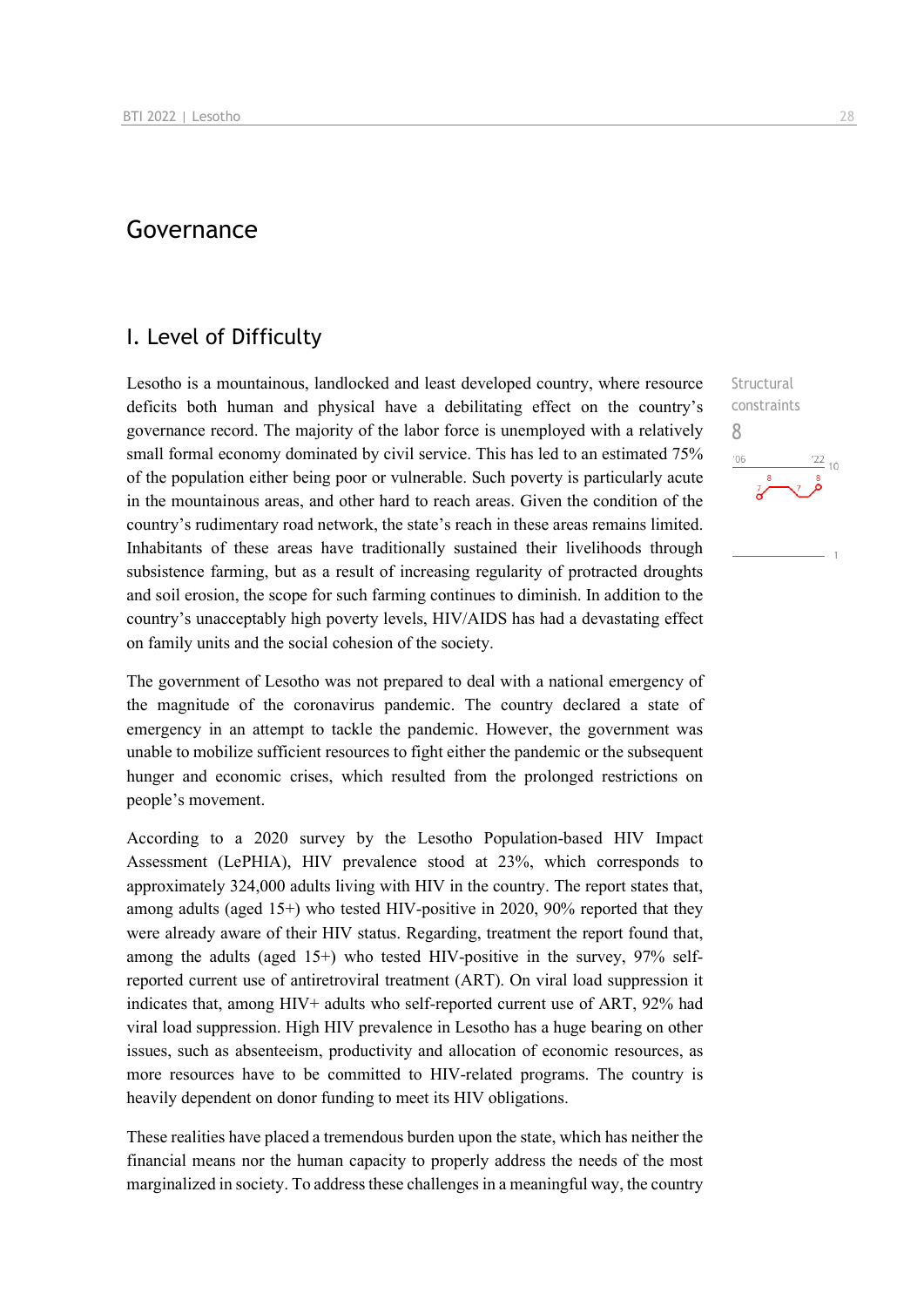# Governance

## I. Level of Difficulty

Structural constraints
8

Lesotho is a mountainous, landlocked and least developed country, where resource deficits both human and physical have a debilitating effect on the country's governance record. The majority of the labor force is unemployed with a relatively small formal economy dominated by civil service. This has led to an estimated 75% of the population either being poor or vulnerable. Such poverty is particularly acute in the mountainous areas, and other hard to reach areas. Given the condition of the country's rudimentary road network, the state's reach in these areas remains limited. Inhabitants of these areas have traditionally sustained their livelihoods through subsistence farming, but as a result of increasing regularity of protracted droughts and soil erosion, the scope for such farming continues to diminish. In addition to the country's unacceptably high poverty levels, HIV/AIDS has had a devastating effect on family units and the social cohesion of the society.

The government of Lesotho was not prepared to deal with a national emergency of the magnitude of the coronavirus pandemic. The country declared a state of emergency in an attempt to tackle the pandemic. However, the government was unable to mobilize sufficient resources to fight either the pandemic or the subsequent hunger and economic crises, which resulted from the prolonged restrictions on people's movement.

According to a 2020 survey by the Lesotho Population-based HIV Impact Assessment (LePHIA), HIV prevalence stood at 23%, which corresponds to approximately 324,000 adults living with HIV in the country. The report states that, among adults (aged 15+) who tested HIV-positive in 2020, 90% reported that they were already aware of their HIV status. Regarding, treatment the report found that, among the adults (aged 15+) who tested HIV-positive in the survey, 97% self-reported current use of antiretroviral treatment (ART). On viral load suppression it indicates that, among HIV+ adults who self-reported current use of ART, 92% had viral load suppression. High HIV prevalence in Lesotho has a huge bearing on other issues, such as absenteeism, productivity and allocation of economic resources, as more resources have to be committed to HIV-related programs. The country is heavily dependent on donor funding to meet its HIV obligations.

These realities have placed a tremendous burden upon the state, which has neither the financial means nor the human capacity to properly address the needs of the most marginalized in society. To address these challenges in a meaningful way, the country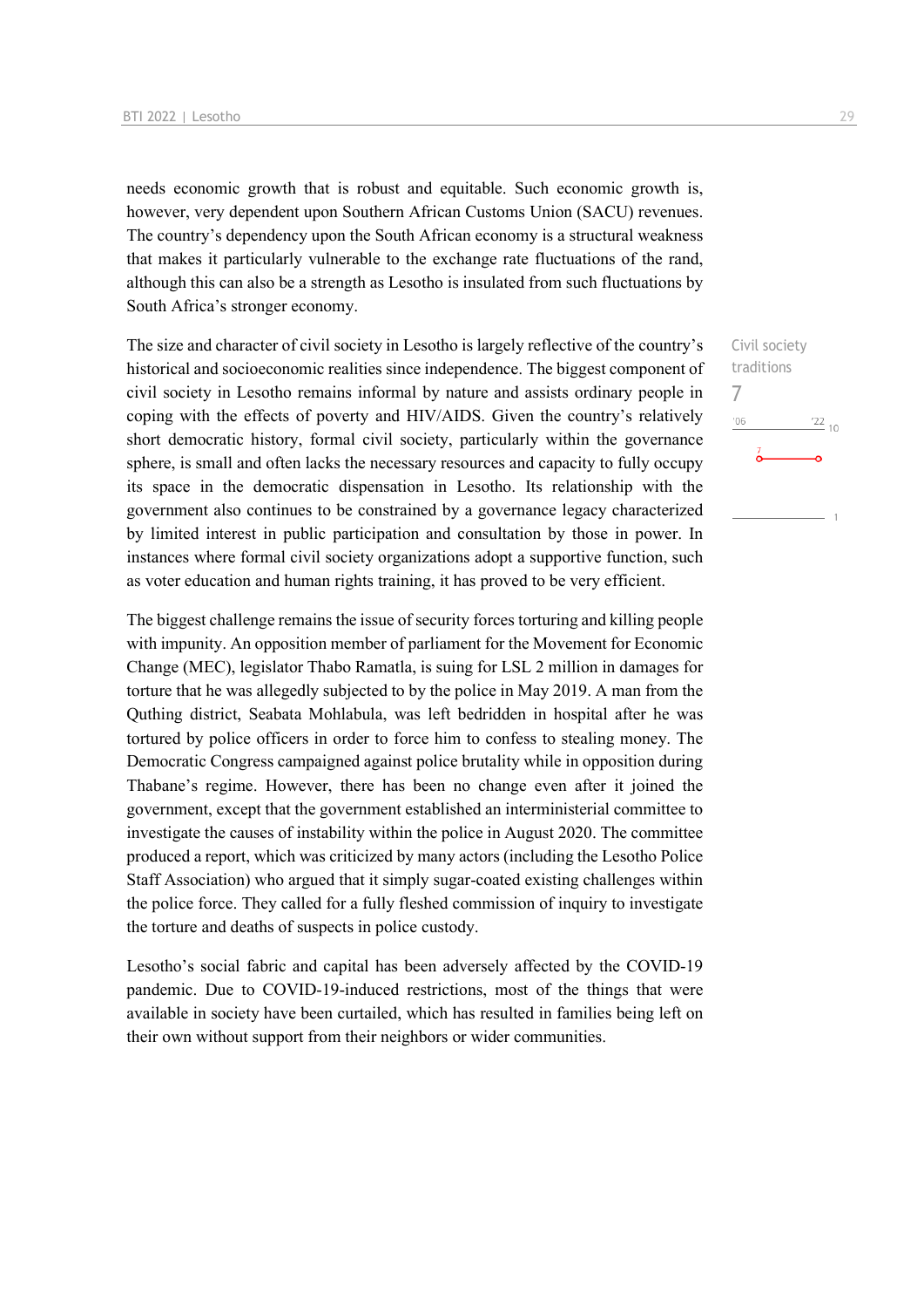needs economic growth that is robust and equitable. Such economic growth is, however, very dependent upon Southern African Customs Union (SACU) revenues. The country's dependency upon the South African economy is a structural weakness that makes it particularly vulnerable to the exchange rate fluctuations of the rand, although this can also be a strength as Lesotho is insulated from such fluctuations by South Africa's stronger economy.

Civil society traditions
7

The size and character of civil society in Lesotho is largely reflective of the country's historical and socioeconomic realities since independence. The biggest component of civil society in Lesotho remains informal by nature and assists ordinary people in coping with the effects of poverty and HIV/AIDS. Given the country's relatively short democratic history, formal civil society, particularly within the governance sphere, is small and often lacks the necessary resources and capacity to fully occupy its space in the democratic dispensation in Lesotho. Its relationship with the government also continues to be constrained by a governance legacy characterized by limited interest in public participation and consultation by those in power. In instances where formal civil society organizations adopt a supportive function, such as voter education and human rights training, it has proved to be very efficient.

The biggest challenge remains the issue of security forces torturing and killing people with impunity. An opposition member of parliament for the Movement for Economic Change (MEC), legislator Thabo Ramatla, is suing for LSL 2 million in damages for torture that he was allegedly subjected to by the police in May 2019. A man from the Quthing district, Seabata Mohlabula, was left bedridden in hospital after he was tortured by police officers in order to force him to confess to stealing money. The Democratic Congress campaigned against police brutality while in opposition during Thabane's regime. However, there has been no change even after it joined the government, except that the government established an interministerial committee to investigate the causes of instability within the police in August 2020. The committee produced a report, which was criticized by many actors (including the Lesotho Police Staff Association) who argued that it simply sugar-coated existing challenges within the police force. They called for a fully fleshed commission of inquiry to investigate the torture and deaths of suspects in police custody.

Lesotho's social fabric and capital has been adversely affected by the COVID-19 pandemic. Due to COVID-19-induced restrictions, most of the things that were available in society have been curtailed, which has resulted in families being left on their own without support from their neighbors or wider communities.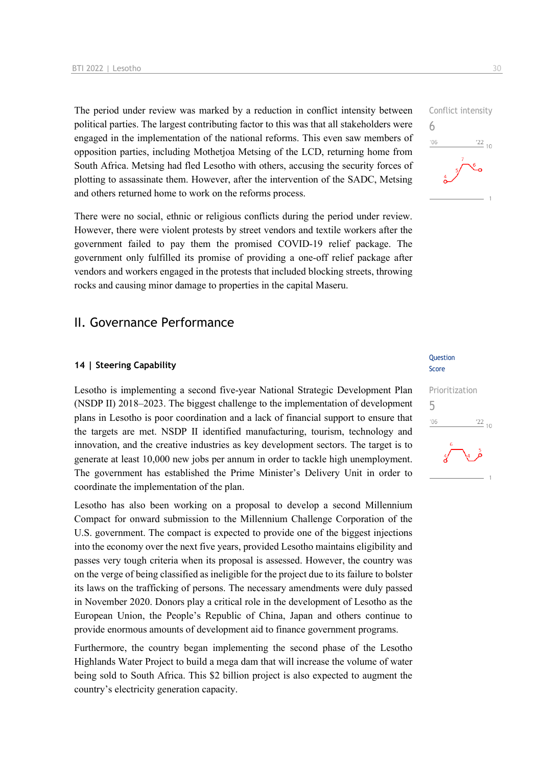The period under review was marked by a reduction in conflict intensity between political parties. The largest contributing factor to this was that all stakeholders were engaged in the implementation of the national reforms. This even saw members of opposition parties, including Mothetjoa Metsing of the LCD, returning home from South Africa. Metsing had fled Lesotho with others, accusing the security forces of plotting to assassinate them. However, after the intervention of the SADC, Metsing and others returned home to work on the reforms process.

Conflict intensity
6

There were no social, ethnic or religious conflicts during the period under review. However, there were violent protests by street vendors and textile workers after the government failed to pay them the promised COVID-19 relief package. The government only fulfilled its promise of providing a one-off relief package after vendors and workers engaged in the protests that included blocking streets, throwing rocks and causing minor damage to properties in the capital Maseru.

## II. Governance Performance

### 14 | Steering Capability

Question Score

Lesotho is implementing a second five-year National Strategic Development Plan (NSDP II) 2018–2023. The biggest challenge to the implementation of development plans in Lesotho is poor coordination and a lack of financial support to ensure that the targets are met. NSDP II identified manufacturing, tourism, technology and innovation, and the creative industries as key development sectors. The target is to generate at least 10,000 new jobs per annum in order to tackle high unemployment. The government has established the Prime Minister's Delivery Unit in order to coordinate the implementation of the plan.

Prioritization
5

Lesotho has also been working on a proposal to develop a second Millennium Compact for onward submission to the Millennium Challenge Corporation of the U.S. government. The compact is expected to provide one of the biggest injections into the economy over the next five years, provided Lesotho maintains eligibility and passes very tough criteria when its proposal is assessed. However, the country was on the verge of being classified as ineligible for the project due to its failure to bolster its laws on the trafficking of persons. The necessary amendments were duly passed in November 2020. Donors play a critical role in the development of Lesotho as the European Union, the People's Republic of China, Japan and others continue to provide enormous amounts of development aid to finance government programs.

Furthermore, the country began implementing the second phase of the Lesotho Highlands Water Project to build a mega dam that will increase the volume of water being sold to South Africa. This $2 billion project is also expected to augment the country's electricity generation capacity.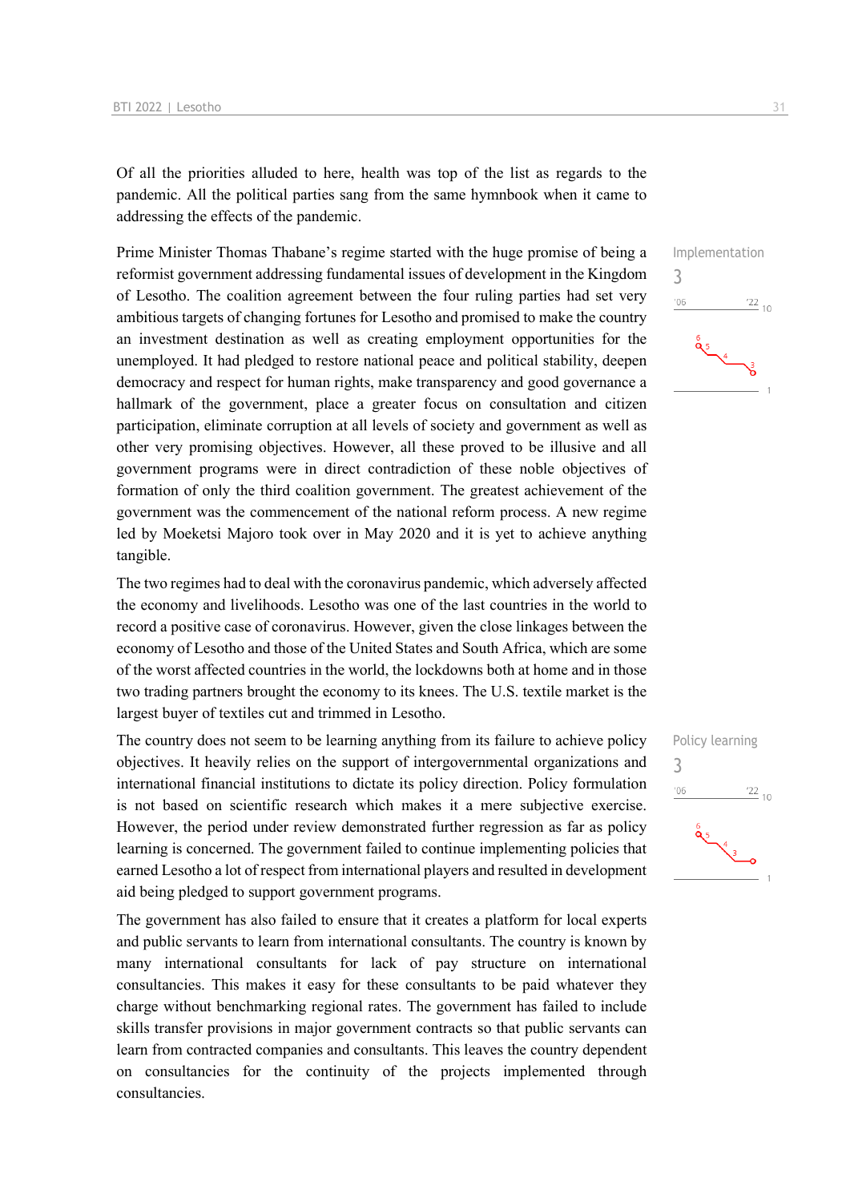Of all the priorities alluded to here, health was top of the list as regards to the pandemic. All the political parties sang from the same hymnbook when it came to addressing the effects of the pandemic.

Implementation
3

Prime Minister Thomas Thabane's regime started with the huge promise of being a reformist government addressing fundamental issues of development in the Kingdom of Lesotho. The coalition agreement between the four ruling parties had set very ambitious targets of changing fortunes for Lesotho and promised to make the country an investment destination as well as creating employment opportunities for the unemployed. It had pledged to restore national peace and political stability, deepen democracy and respect for human rights, make transparency and good governance a hallmark of the government, place a greater focus on consultation and citizen participation, eliminate corruption at all levels of society and government as well as other very promising objectives. However, all these proved to be illusive and all government programs were in direct contradiction of these noble objectives of formation of only the third coalition government. The greatest achievement of the government was the commencement of the national reform process. A new regime led by Moeketsi Majoro took over in May 2020 and it is yet to achieve anything tangible.

The two regimes had to deal with the coronavirus pandemic, which adversely affected the economy and livelihoods. Lesotho was one of the last countries in the world to record a positive case of coronavirus. However, given the close linkages between the economy of Lesotho and those of the United States and South Africa, which are some of the worst affected countries in the world, the lockdowns both at home and in those two trading partners brought the economy to its knees. The U.S. textile market is the largest buyer of textiles cut and trimmed in Lesotho.

Policy learning
3

The country does not seem to be learning anything from its failure to achieve policy objectives. It heavily relies on the support of intergovernmental organizations and international financial institutions to dictate its policy direction. Policy formulation is not based on scientific research which makes it a mere subjective exercise. However, the period under review demonstrated further regression as far as policy learning is concerned. The government failed to continue implementing policies that earned Lesotho a lot of respect from international players and resulted in development aid being pledged to support government programs.

The government has also failed to ensure that it creates a platform for local experts and public servants to learn from international consultants. The country is known by many international consultants for lack of pay structure on international consultancies. This makes it easy for these consultants to be paid whatever they charge without benchmarking regional rates. The government has failed to include skills transfer provisions in major government contracts so that public servants can learn from contracted companies and consultants. This leaves the country dependent on consultancies for the continuity of the projects implemented through consultancies.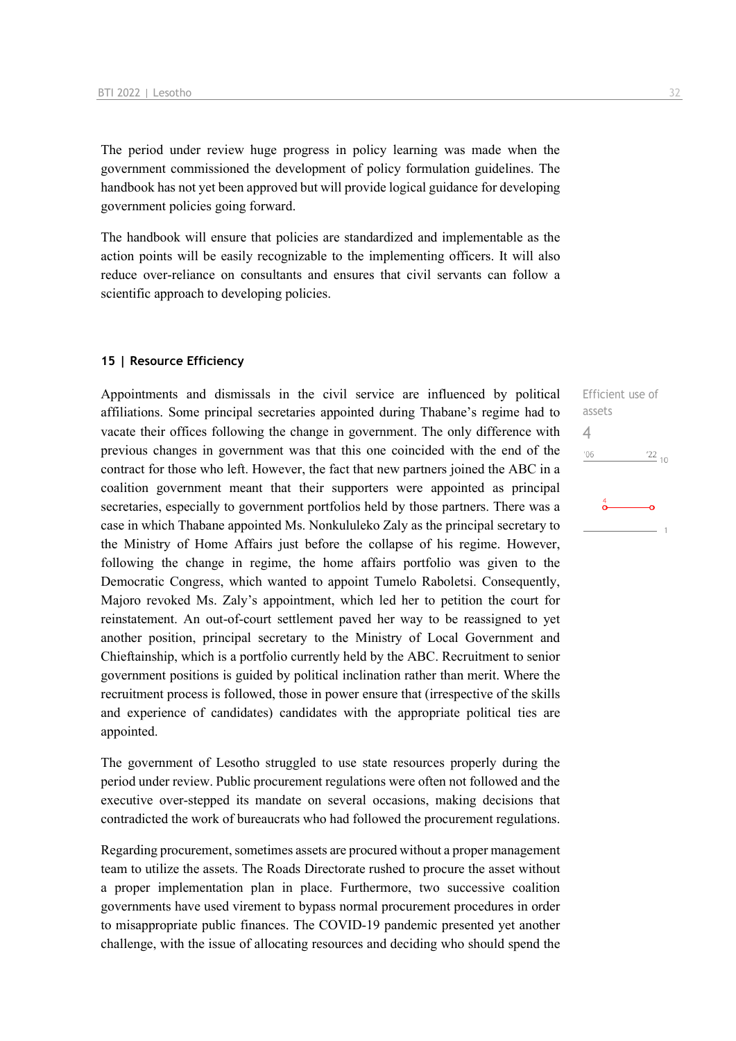The period under review huge progress in policy learning was made when the government commissioned the development of policy formulation guidelines. The handbook has not yet been approved but will provide logical guidance for developing government policies going forward.

The handbook will ensure that policies are standardized and implementable as the action points will be easily recognizable to the implementing officers. It will also reduce over-reliance on consultants and ensures that civil servants can follow a scientific approach to developing policies.

## 15 | Resource Efficiency

Efficient use of assets
4

Appointments and dismissals in the civil service are influenced by political affiliations. Some principal secretaries appointed during Thabane's regime had to vacate their offices following the change in government. The only difference with previous changes in government was that this one coincided with the end of the contract for those who left. However, the fact that new partners joined the ABC in a coalition government meant that their supporters were appointed as principal secretaries, especially to government portfolios held by those partners. There was a case in which Thabane appointed Ms. Nonkululeko Zaly as the principal secretary to the Ministry of Home Affairs just before the collapse of his regime. However, following the change in regime, the home affairs portfolio was given to the Democratic Congress, which wanted to appoint Tumelo Raboletsi. Consequently, Majoro revoked Ms. Zaly's appointment, which led her to petition the court for reinstatement. An out-of-court settlement paved her way to be reassigned to yet another position, principal secretary to the Ministry of Local Government and Chieftainship, which is a portfolio currently held by the ABC. Recruitment to senior government positions is guided by political inclination rather than merit. Where the recruitment process is followed, those in power ensure that (irrespective of the skills and experience of candidates) candidates with the appropriate political ties are appointed.

The government of Lesotho struggled to use state resources properly during the period under review. Public procurement regulations were often not followed and the executive over-stepped its mandate on several occasions, making decisions that contradicted the work of bureaucrats who had followed the procurement regulations.

Regarding procurement, sometimes assets are procured without a proper management team to utilize the assets. The Roads Directorate rushed to procure the asset without a proper implementation plan in place. Furthermore, two successive coalition governments have used virement to bypass normal procurement procedures in order to misappropriate public finances. The COVID-19 pandemic presented yet another challenge, with the issue of allocating resources and deciding who should spend the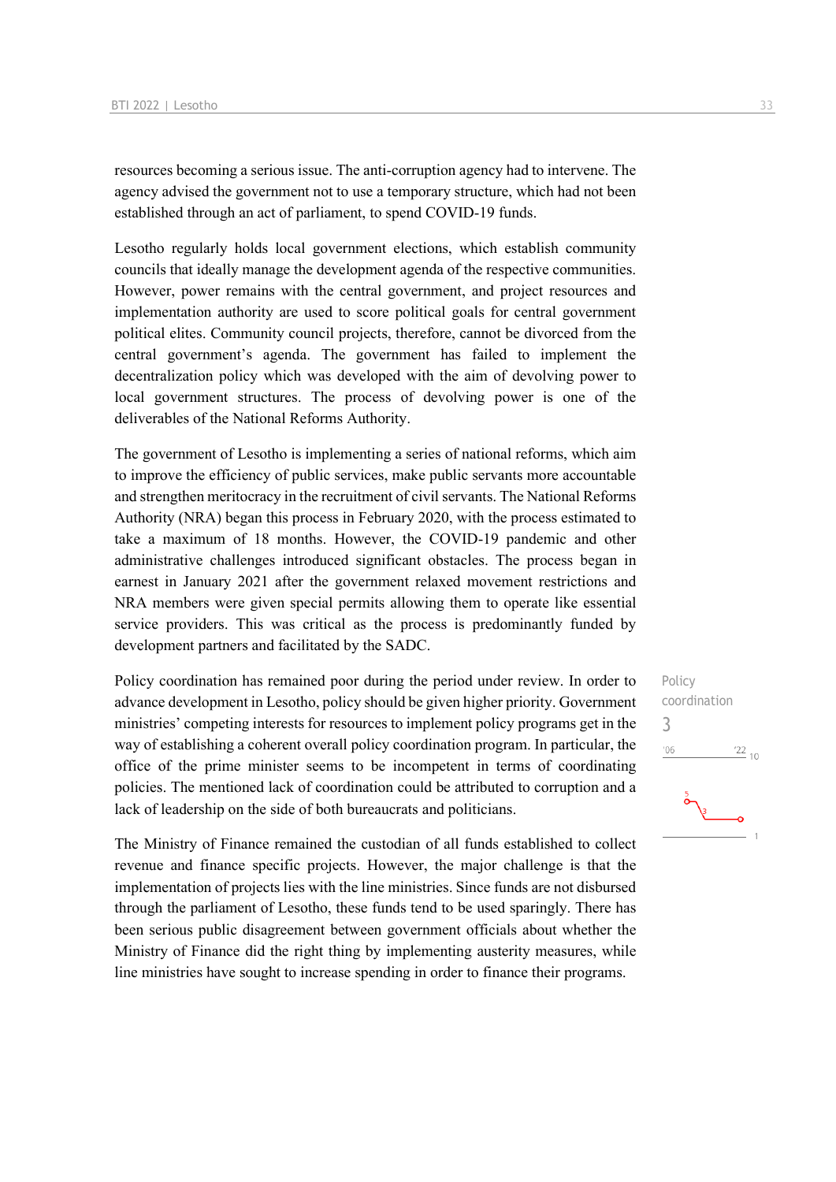resources becoming a serious issue. The anti-corruption agency had to intervene. The agency advised the government not to use a temporary structure, which had not been established through an act of parliament, to spend COVID-19 funds.

Lesotho regularly holds local government elections, which establish community councils that ideally manage the development agenda of the respective communities. However, power remains with the central government, and project resources and implementation authority are used to score political goals for central government political elites. Community council projects, therefore, cannot be divorced from the central government's agenda. The government has failed to implement the decentralization policy which was developed with the aim of devolving power to local government structures. The process of devolving power is one of the deliverables of the National Reforms Authority.

The government of Lesotho is implementing a series of national reforms, which aim to improve the efficiency of public services, make public servants more accountable and strengthen meritocracy in the recruitment of civil servants. The National Reforms Authority (NRA) began this process in February 2020, with the process estimated to take a maximum of 18 months. However, the COVID-19 pandemic and other administrative challenges introduced significant obstacles. The process began in earnest in January 2021 after the government relaxed movement restrictions and NRA members were given special permits allowing them to operate like essential service providers. This was critical as the process is predominantly funded by development partners and facilitated by the SADC.

Policy coordination
3

Policy coordination has remained poor during the period under review. In order to advance development in Lesotho, policy should be given higher priority. Government ministries' competing interests for resources to implement policy programs get in the way of establishing a coherent overall policy coordination program. In particular, the office of the prime minister seems to be incompetent in terms of coordinating policies. The mentioned lack of coordination could be attributed to corruption and a lack of leadership on the side of both bureaucrats and politicians.

The Ministry of Finance remained the custodian of all funds established to collect revenue and finance specific projects. However, the major challenge is that the implementation of projects lies with the line ministries. Since funds are not disbursed through the parliament of Lesotho, these funds tend to be used sparingly. There has been serious public disagreement between government officials about whether the Ministry of Finance did the right thing by implementing austerity measures, while line ministries have sought to increase spending in order to finance their programs.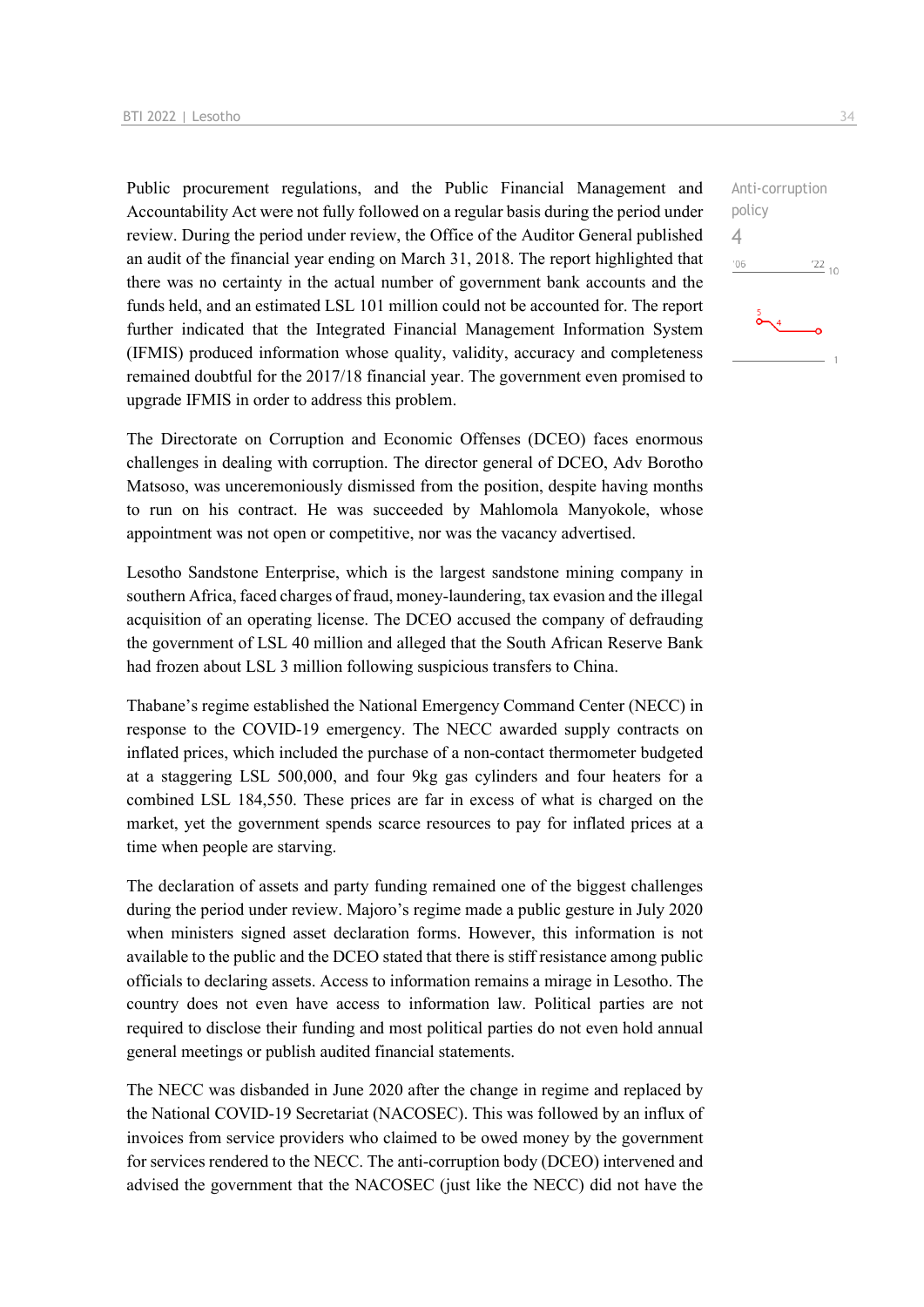Public procurement regulations, and the Public Financial Management and Accountability Act were not fully followed on a regular basis during the period under review. During the period under review, the Office of the Auditor General published an audit of the financial year ending on March 31, 2018. The report highlighted that there was no certainty in the actual number of government bank accounts and the funds held, and an estimated LSL 101 million could not be accounted for. The report further indicated that the Integrated Financial Management Information System (IFMIS) produced information whose quality, validity, accuracy and completeness remained doubtful for the 2017/18 financial year. The government even promised to upgrade IFMIS in order to address this problem.

Anti-corruption policy
4

The Directorate on Corruption and Economic Offenses (DCEO) faces enormous challenges in dealing with corruption. The director general of DCEO, Adv Borotho Matsoso, was unceremoniously dismissed from the position, despite having months to run on his contract. He was succeeded by Mahlomola Manyokole, whose appointment was not open or competitive, nor was the vacancy advertised.

Lesotho Sandstone Enterprise, which is the largest sandstone mining company in southern Africa, faced charges of fraud, money-laundering, tax evasion and the illegal acquisition of an operating license. The DCEO accused the company of defrauding the government of LSL 40 million and alleged that the South African Reserve Bank had frozen about LSL 3 million following suspicious transfers to China.

Thabane's regime established the National Emergency Command Center (NECC) in response to the COVID-19 emergency. The NECC awarded supply contracts on inflated prices, which included the purchase of a non-contact thermometer budgeted at a staggering LSL 500,000, and four 9kg gas cylinders and four heaters for a combined LSL 184,550. These prices are far in excess of what is charged on the market, yet the government spends scarce resources to pay for inflated prices at a time when people are starving.

The declaration of assets and party funding remained one of the biggest challenges during the period under review. Majoro's regime made a public gesture in July 2020 when ministers signed asset declaration forms. However, this information is not available to the public and the DCEO stated that there is stiff resistance among public officials to declaring assets. Access to information remains a mirage in Lesotho. The country does not even have access to information law. Political parties are not required to disclose their funding and most political parties do not even hold annual general meetings or publish audited financial statements.

The NECC was disbanded in June 2020 after the change in regime and replaced by the National COVID-19 Secretariat (NACOSEC). This was followed by an influx of invoices from service providers who claimed to be owed money by the government for services rendered to the NECC. The anti-corruption body (DCEO) intervened and advised the government that the NACOSEC (just like the NECC) did not have the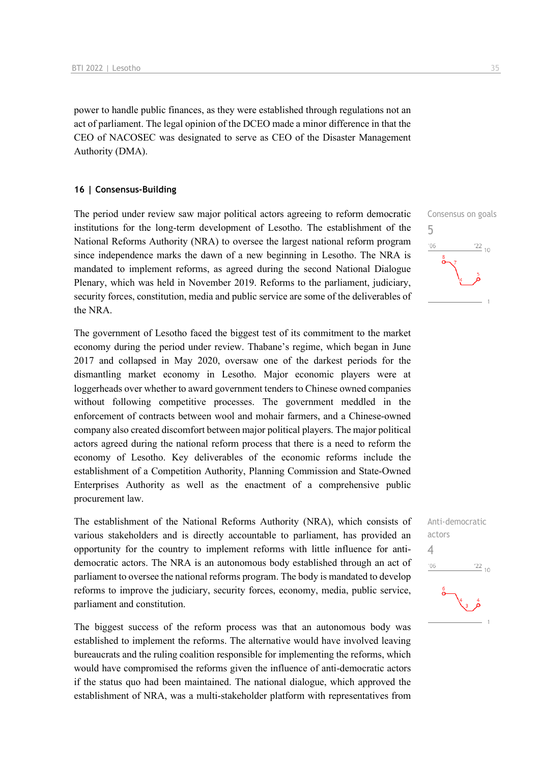power to handle public finances, as they were established through regulations not an act of parliament. The legal opinion of the DCEO made a minor difference in that the CEO of NACOSEC was designated to serve as CEO of the Disaster Management Authority (DMA).

## 16 | Consensus-Building

Consensus on goals
5

The period under review saw major political actors agreeing to reform democratic institutions for the long-term development of Lesotho. The establishment of the National Reforms Authority (NRA) to oversee the largest national reform program since independence marks the dawn of a new beginning in Lesotho. The NRA is mandated to implement reforms, as agreed during the second National Dialogue Plenary, which was held in November 2019. Reforms to the parliament, judiciary, security forces, constitution, media and public service are some of the deliverables of the NRA.

The government of Lesotho faced the biggest test of its commitment to the market economy during the period under review. Thabane's regime, which began in June 2017 and collapsed in May 2020, oversaw one of the darkest periods for the dismantling market economy in Lesotho. Major economic players were at loggerheads over whether to award government tenders to Chinese owned companies without following competitive processes. The government meddled in the enforcement of contracts between wool and mohair farmers, and a Chinese-owned company also created discomfort between major political players. The major political actors agreed during the national reform process that there is a need to reform the economy of Lesotho. Key deliverables of the economic reforms include the establishment of a Competition Authority, Planning Commission and State-Owned Enterprises Authority as well as the enactment of a comprehensive public procurement law.

Anti-democratic actors
4

The establishment of the National Reforms Authority (NRA), which consists of various stakeholders and is directly accountable to parliament, has provided an opportunity for the country to implement reforms with little influence for anti-democratic actors. The NRA is an autonomous body established through an act of parliament to oversee the national reforms program. The body is mandated to develop reforms to improve the judiciary, security forces, economy, media, public service, parliament and constitution.

The biggest success of the reform process was that an autonomous body was established to implement the reforms. The alternative would have involved leaving bureaucrats and the ruling coalition responsible for implementing the reforms, which would have compromised the reforms given the influence of anti-democratic actors if the status quo had been maintained. The national dialogue, which approved the establishment of NRA, was a multi-stakeholder platform with representatives from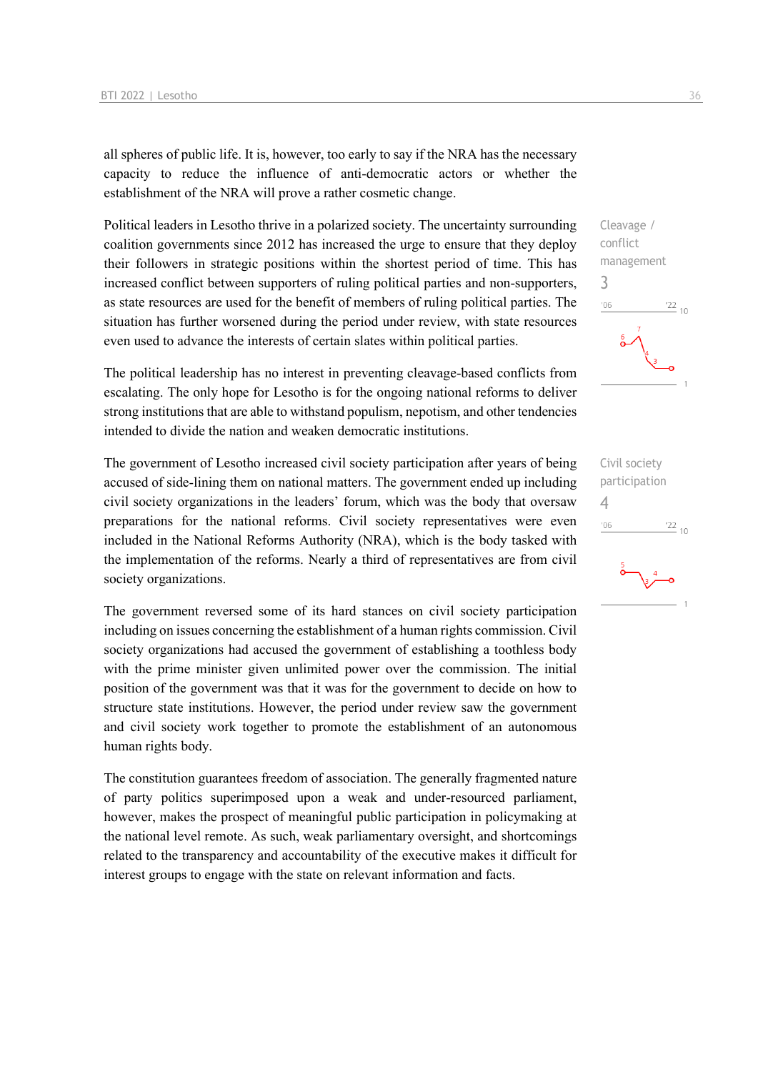all spheres of public life. It is, however, too early to say if the NRA has the necessary capacity to reduce the influence of anti-democratic actors or whether the establishment of the NRA will prove a rather cosmetic change.

Cleavage / conflict management
3

Political leaders in Lesotho thrive in a polarized society. The uncertainty surrounding coalition governments since 2012 has increased the urge to ensure that they deploy their followers in strategic positions within the shortest period of time. This has increased conflict between supporters of ruling political parties and non-supporters, as state resources are used for the benefit of members of ruling political parties. The situation has further worsened during the period under review, with state resources even used to advance the interests of certain slates within political parties.

The political leadership has no interest in preventing cleavage-based conflicts from escalating. The only hope for Lesotho is for the ongoing national reforms to deliver strong institutions that are able to withstand populism, nepotism, and other tendencies intended to divide the nation and weaken democratic institutions.

Civil society participation
4

The government of Lesotho increased civil society participation after years of being accused of side-lining them on national matters. The government ended up including civil society organizations in the leaders' forum, which was the body that oversaw preparations for the national reforms. Civil society representatives were even included in the National Reforms Authority (NRA), which is the body tasked with the implementation of the reforms. Nearly a third of representatives are from civil society organizations.

The government reversed some of its hard stances on civil society participation including on issues concerning the establishment of a human rights commission. Civil society organizations had accused the government of establishing a toothless body with the prime minister given unlimited power over the commission. The initial position of the government was that it was for the government to decide on how to structure state institutions. However, the period under review saw the government and civil society work together to promote the establishment of an autonomous human rights body.

The constitution guarantees freedom of association. The generally fragmented nature of party politics superimposed upon a weak and under-resourced parliament, however, makes the prospect of meaningful public participation in policymaking at the national level remote. As such, weak parliamentary oversight, and shortcomings related to the transparency and accountability of the executive makes it difficult for interest groups to engage with the state on relevant information and facts.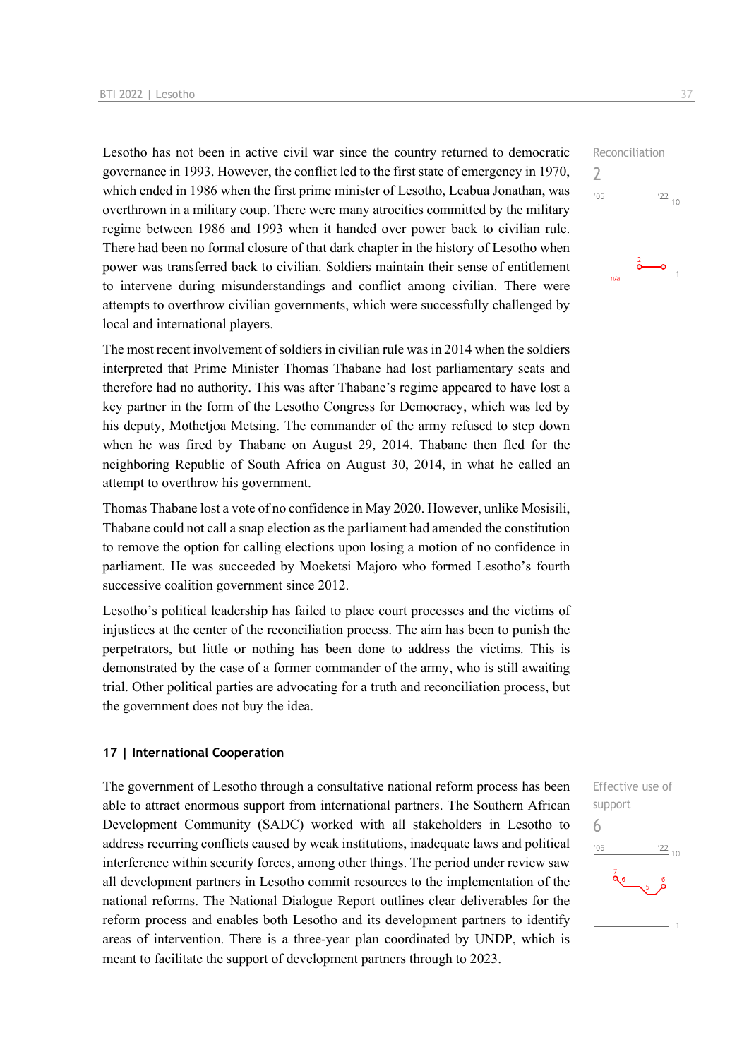Lesotho has not been in active civil war since the country returned to democratic governance in 1993. However, the conflict led to the first state of emergency in 1970, which ended in 1986 when the first prime minister of Lesotho, Leabua Jonathan, was overthrown in a military coup. There were many atrocities committed by the military regime between 1986 and 1993 when it handed over power back to civilian rule. There had been no formal closure of that dark chapter in the history of Lesotho when power was transferred back to civilian. Soldiers maintain their sense of entitlement to intervene during misunderstandings and conflict among civilian. There were attempts to overthrow civilian governments, which were successfully challenged by local and international players.

Reconciliation
2

The most recent involvement of soldiers in civilian rule was in 2014 when the soldiers interpreted that Prime Minister Thomas Thabane had lost parliamentary seats and therefore had no authority. This was after Thabane's regime appeared to have lost a key partner in the form of the Lesotho Congress for Democracy, which was led by his deputy, Mothetjoa Metsing. The commander of the army refused to step down when he was fired by Thabane on August 29, 2014. Thabane then fled for the neighboring Republic of South Africa on August 30, 2014, in what he called an attempt to overthrow his government.

Thomas Thabane lost a vote of no confidence in May 2020. However, unlike Mosisili, Thabane could not call a snap election as the parliament had amended the constitution to remove the option for calling elections upon losing a motion of no confidence in parliament. He was succeeded by Moeketsi Majoro who formed Lesotho's fourth successive coalition government since 2012.

Lesotho's political leadership has failed to place court processes and the victims of injustices at the center of the reconciliation process. The aim has been to punish the perpetrators, but little or nothing has been done to address the victims. This is demonstrated by the case of a former commander of the army, who is still awaiting trial. Other political parties are advocating for a truth and reconciliation process, but the government does not buy the idea.

## 17 | International Cooperation

The government of Lesotho through a consultative national reform process has been able to attract enormous support from international partners. The Southern African Development Community (SADC) worked with all stakeholders in Lesotho to address recurring conflicts caused by weak institutions, inadequate laws and political interference within security forces, among other things. The period under review saw all development partners in Lesotho commit resources to the implementation of the national reforms. The National Dialogue Report outlines clear deliverables for the reform process and enables both Lesotho and its development partners to identify areas of intervention. There is a three-year plan coordinated by UNDP, which is meant to facilitate the support of development partners through to 2023.

Effective use of support
6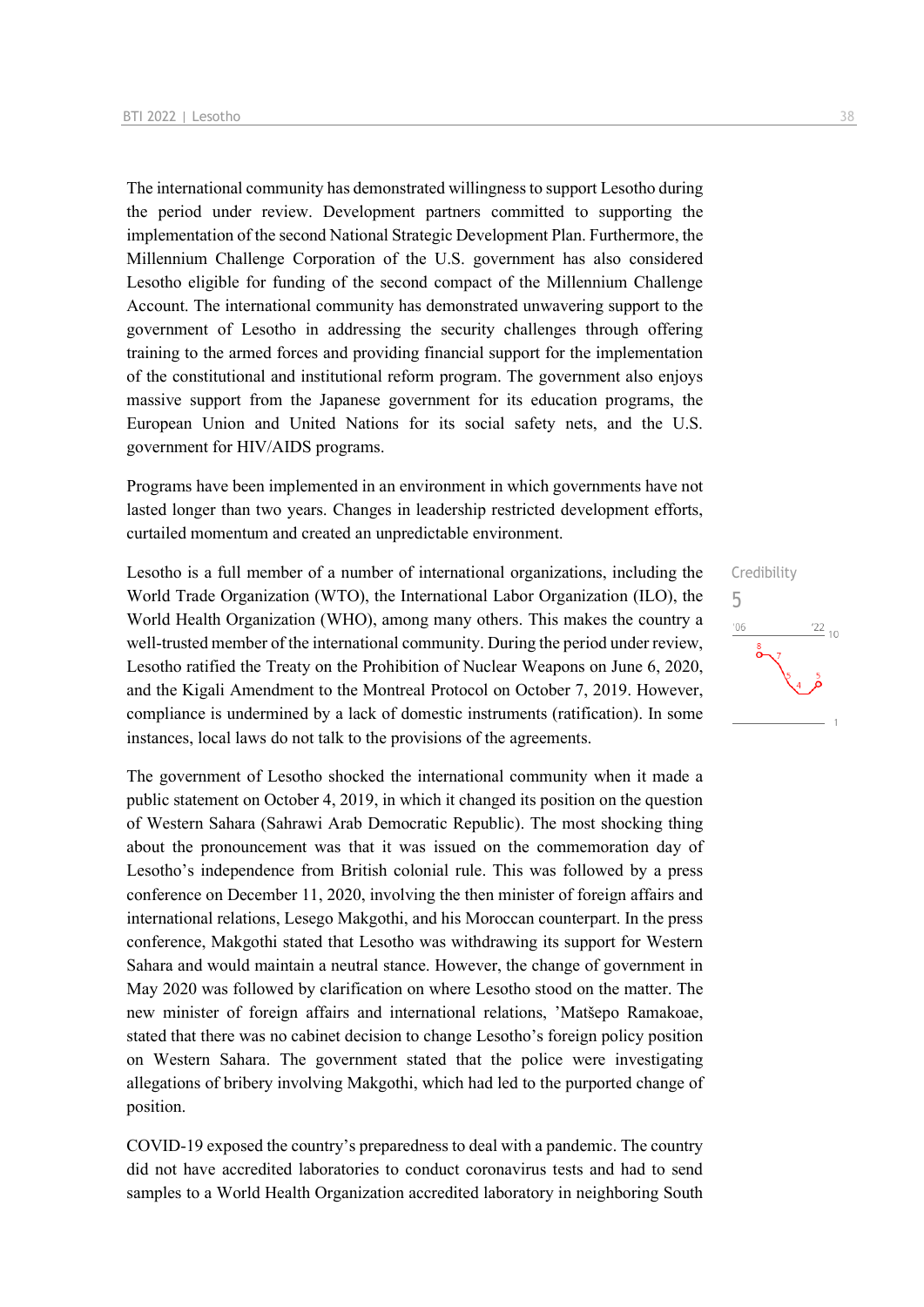The international community has demonstrated willingness to support Lesotho during the period under review. Development partners committed to supporting the implementation of the second National Strategic Development Plan. Furthermore, the Millennium Challenge Corporation of the U.S. government has also considered Lesotho eligible for funding of the second compact of the Millennium Challenge Account. The international community has demonstrated unwavering support to the government of Lesotho in addressing the security challenges through offering training to the armed forces and providing financial support for the implementation of the constitutional and institutional reform program. The government also enjoys massive support from the Japanese government for its education programs, the European Union and United Nations for its social safety nets, and the U.S. government for HIV/AIDS programs.

Programs have been implemented in an environment in which governments have not lasted longer than two years. Changes in leadership restricted development efforts, curtailed momentum and created an unpredictable environment.

Credibility
5

Lesotho is a full member of a number of international organizations, including the World Trade Organization (WTO), the International Labor Organization (ILO), the World Health Organization (WHO), among many others. This makes the country a well-trusted member of the international community. During the period under review, Lesotho ratified the Treaty on the Prohibition of Nuclear Weapons on June 6, 2020, and the Kigali Amendment to the Montreal Protocol on October 7, 2019. However, compliance is undermined by a lack of domestic instruments (ratification). In some instances, local laws do not talk to the provisions of the agreements.

The government of Lesotho shocked the international community when it made a public statement on October 4, 2019, in which it changed its position on the question of Western Sahara (Sahrawi Arab Democratic Republic). The most shocking thing about the pronouncement was that it was issued on the commemoration day of Lesotho's independence from British colonial rule. This was followed by a press conference on December 11, 2020, involving the then minister of foreign affairs and international relations, Lesego Makgothi, and his Moroccan counterpart. In the press conference, Makgothi stated that Lesotho was withdrawing its support for Western Sahara and would maintain a neutral stance. However, the change of government in May 2020 was followed by clarification on where Lesotho stood on the matter. The new minister of foreign affairs and international relations, 'Matšepo Ramakoae, stated that there was no cabinet decision to change Lesotho's foreign policy position on Western Sahara. The government stated that the police were investigating allegations of bribery involving Makgothi, which had led to the purported change of position.

COVID-19 exposed the country's preparedness to deal with a pandemic. The country did not have accredited laboratories to conduct coronavirus tests and had to send samples to a World Health Organization accredited laboratory in neighboring South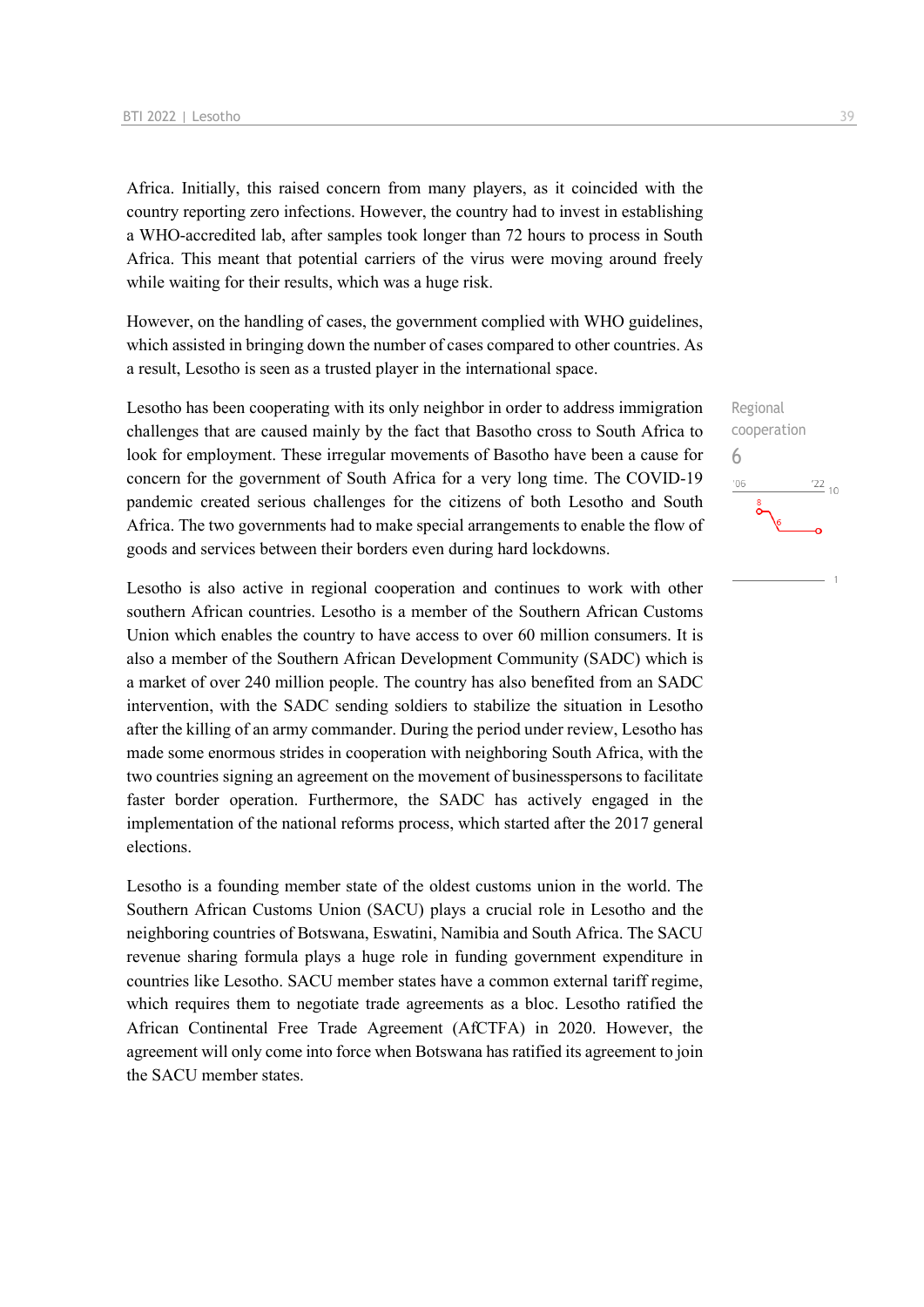Africa. Initially, this raised concern from many players, as it coincided with the country reporting zero infections. However, the country had to invest in establishing a WHO-accredited lab, after samples took longer than 72 hours to process in South Africa. This meant that potential carriers of the virus were moving around freely while waiting for their results, which was a huge risk.

However, on the handling of cases, the government complied with WHO guidelines, which assisted in bringing down the number of cases compared to other countries. As a result, Lesotho is seen as a trusted player in the international space.

Regional cooperation
6

Lesotho has been cooperating with its only neighbor in order to address immigration challenges that are caused mainly by the fact that Basotho cross to South Africa to look for employment. These irregular movements of Basotho have been a cause for concern for the government of South Africa for a very long time. The COVID-19 pandemic created serious challenges for the citizens of both Lesotho and South Africa. The two governments had to make special arrangements to enable the flow of goods and services between their borders even during hard lockdowns.

Lesotho is also active in regional cooperation and continues to work with other southern African countries. Lesotho is a member of the Southern African Customs Union which enables the country to have access to over 60 million consumers. It is also a member of the Southern African Development Community (SADC) which is a market of over 240 million people. The country has also benefited from an SADC intervention, with the SADC sending soldiers to stabilize the situation in Lesotho after the killing of an army commander. During the period under review, Lesotho has made some enormous strides in cooperation with neighboring South Africa, with the two countries signing an agreement on the movement of businesspersons to facilitate faster border operation. Furthermore, the SADC has actively engaged in the implementation of the national reforms process, which started after the 2017 general elections.

Lesotho is a founding member state of the oldest customs union in the world. The Southern African Customs Union (SACU) plays a crucial role in Lesotho and the neighboring countries of Botswana, Eswatini, Namibia and South Africa. The SACU revenue sharing formula plays a huge role in funding government expenditure in countries like Lesotho. SACU member states have a common external tariff regime, which requires them to negotiate trade agreements as a bloc. Lesotho ratified the African Continental Free Trade Agreement (AfCTFA) in 2020. However, the agreement will only come into force when Botswana has ratified its agreement to join the SACU member states.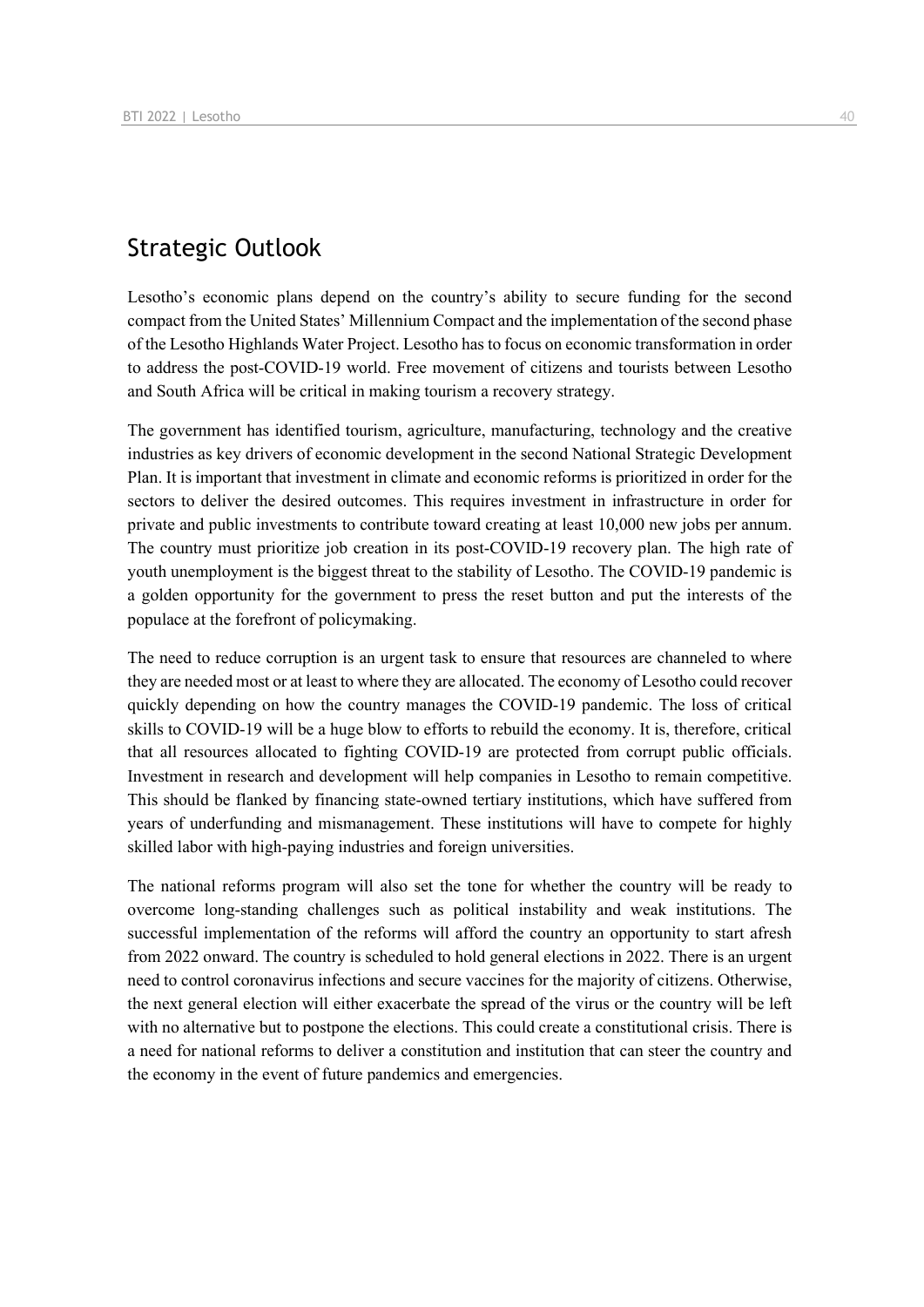## Strategic Outlook

Lesotho's economic plans depend on the country's ability to secure funding for the second compact from the United States' Millennium Compact and the implementation of the second phase of the Lesotho Highlands Water Project. Lesotho has to focus on economic transformation in order to address the post-COVID-19 world. Free movement of citizens and tourists between Lesotho and South Africa will be critical in making tourism a recovery strategy.

The government has identified tourism, agriculture, manufacturing, technology and the creative industries as key drivers of economic development in the second National Strategic Development Plan. It is important that investment in climate and economic reforms is prioritized in order for the sectors to deliver the desired outcomes. This requires investment in infrastructure in order for private and public investments to contribute toward creating at least 10,000 new jobs per annum. The country must prioritize job creation in its post-COVID-19 recovery plan. The high rate of youth unemployment is the biggest threat to the stability of Lesotho. The COVID-19 pandemic is a golden opportunity for the government to press the reset button and put the interests of the populace at the forefront of policymaking.

The need to reduce corruption is an urgent task to ensure that resources are channeled to where they are needed most or at least to where they are allocated. The economy of Lesotho could recover quickly depending on how the country manages the COVID-19 pandemic. The loss of critical skills to COVID-19 will be a huge blow to efforts to rebuild the economy. It is, therefore, critical that all resources allocated to fighting COVID-19 are protected from corrupt public officials. Investment in research and development will help companies in Lesotho to remain competitive. This should be flanked by financing state-owned tertiary institutions, which have suffered from years of underfunding and mismanagement. These institutions will have to compete for highly skilled labor with high-paying industries and foreign universities.

The national reforms program will also set the tone for whether the country will be ready to overcome long-standing challenges such as political instability and weak institutions. The successful implementation of the reforms will afford the country an opportunity to start afresh from 2022 onward. The country is scheduled to hold general elections in 2022. There is an urgent need to control coronavirus infections and secure vaccines for the majority of citizens. Otherwise, the next general election will either exacerbate the spread of the virus or the country will be left with no alternative but to postpone the elections. This could create a constitutional crisis. There is a need for national reforms to deliver a constitution and institution that can steer the country and the economy in the event of future pandemics and emergencies.